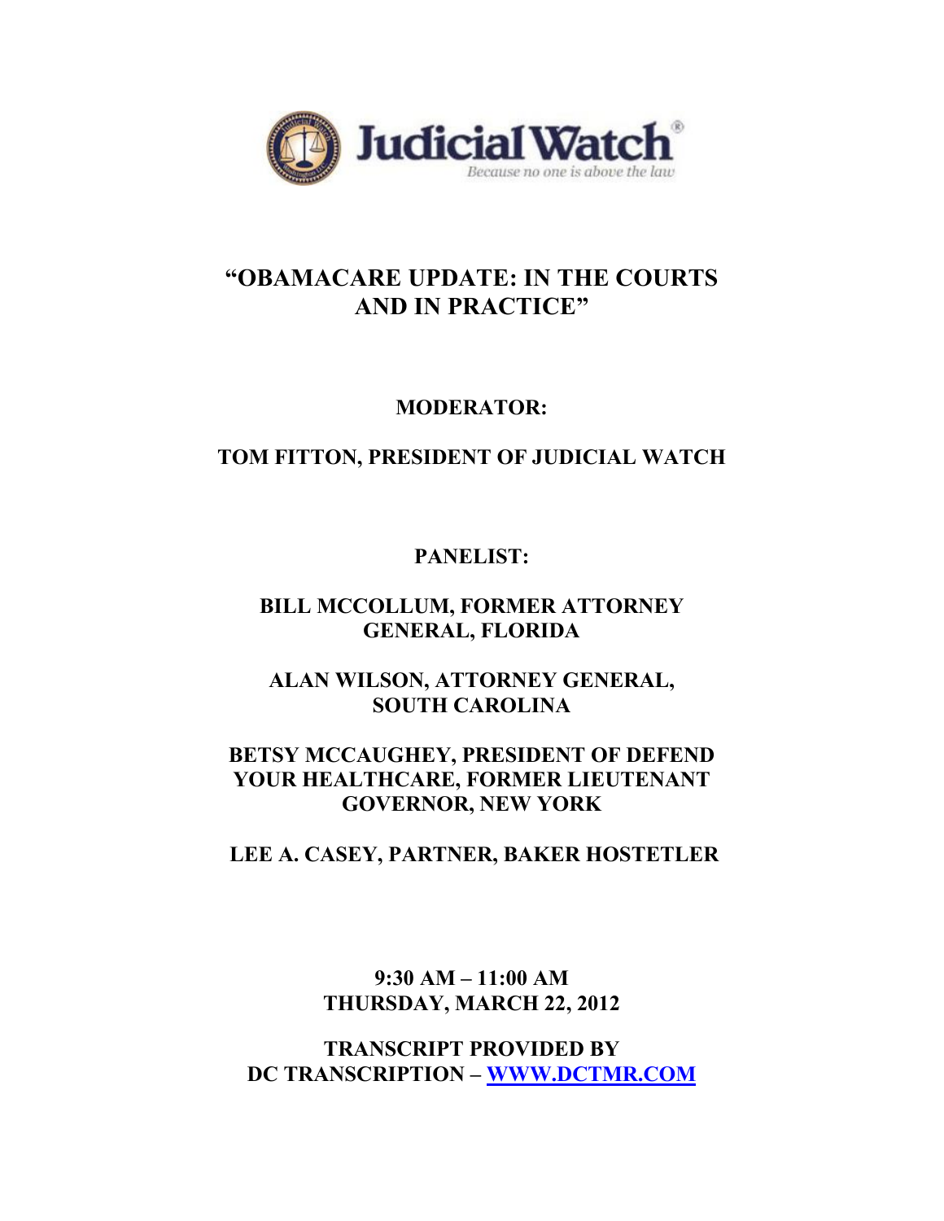Judicial Watch®

*Because no one is above the law*

# "OBAMACARE UPDATE: IN THE COURTS AND IN PRACTICE"

**MODERATOR:**

**TOM FITTON, PRESIDENT OF JUDICIAL WATCH**

**PANELIST:**

**BILL MCCOLLUM, FORMER ATTORNEY GENERAL, FLORIDA**

**ALAN WILSON, ATTORNEY GENERAL, SOUTH CAROLINA**

**BETSY MCCAUGHEY, PRESIDENT OF DEFEND YOUR HEALTHCARE, FORMER LIEUTENANT GOVERNOR, NEW YORK**

**LEE A. CASEY, PARTNER, BAKER HOSTETLER**

**9:30 AM – 11:00 AM**
**THURSDAY, MARCH 22, 2012**

**TRANSCRIPT PROVIDED BY**
**DC TRANSCRIPTION – WWW.DCTMR.COM**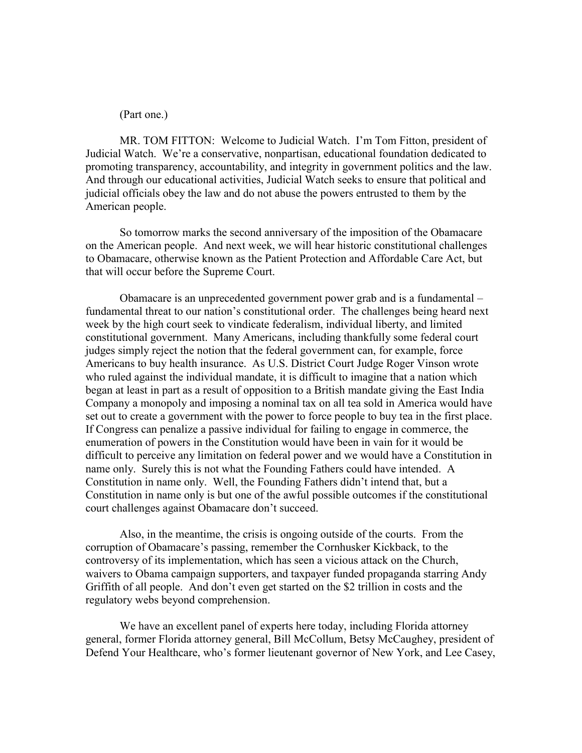(Part one.)

MR. TOM FITTON: Welcome to Judicial Watch. I'm Tom Fitton, president of Judicial Watch. We're a conservative, nonpartisan, educational foundation dedicated to promoting transparency, accountability, and integrity in government politics and the law. And through our educational activities, Judicial Watch seeks to ensure that political and judicial officials obey the law and do not abuse the powers entrusted to them by the American people.

So tomorrow marks the second anniversary of the imposition of the Obamacare on the American people. And next week, we will hear historic constitutional challenges to Obamacare, otherwise known as the Patient Protection and Affordable Care Act, but that will occur before the Supreme Court.

Obamacare is an unprecedented government power grab and is a fundamental – fundamental threat to our nation's constitutional order. The challenges being heard next week by the high court seek to vindicate federalism, individual liberty, and limited constitutional government. Many Americans, including thankfully some federal court judges simply reject the notion that the federal government can, for example, force Americans to buy health insurance. As U.S. District Court Judge Roger Vinson wrote who ruled against the individual mandate, it is difficult to imagine that a nation which began at least in part as a result of opposition to a British mandate giving the East India Company a monopoly and imposing a nominal tax on all tea sold in America would have set out to create a government with the power to force people to buy tea in the first place. If Congress can penalize a passive individual for failing to engage in commerce, the enumeration of powers in the Constitution would have been in vain for it would be difficult to perceive any limitation on federal power and we would have a Constitution in name only. Surely this is not what the Founding Fathers could have intended. A Constitution in name only. Well, the Founding Fathers didn't intend that, but a Constitution in name only is but one of the awful possible outcomes if the constitutional court challenges against Obamacare don't succeed.

Also, in the meantime, the crisis is ongoing outside of the courts. From the corruption of Obamacare's passing, remember the Cornhusker Kickback, to the controversy of its implementation, which has seen a vicious attack on the Church, waivers to Obama campaign supporters, and taxpayer funded propaganda starring Andy Griffith of all people. And don't even get started on the $2 trillion in costs and the regulatory webs beyond comprehension.

We have an excellent panel of experts here today, including Florida attorney general, former Florida attorney general, Bill McCollum, Betsy McCaughey, president of Defend Your Healthcare, who's former lieutenant governor of New York, and Lee Casey,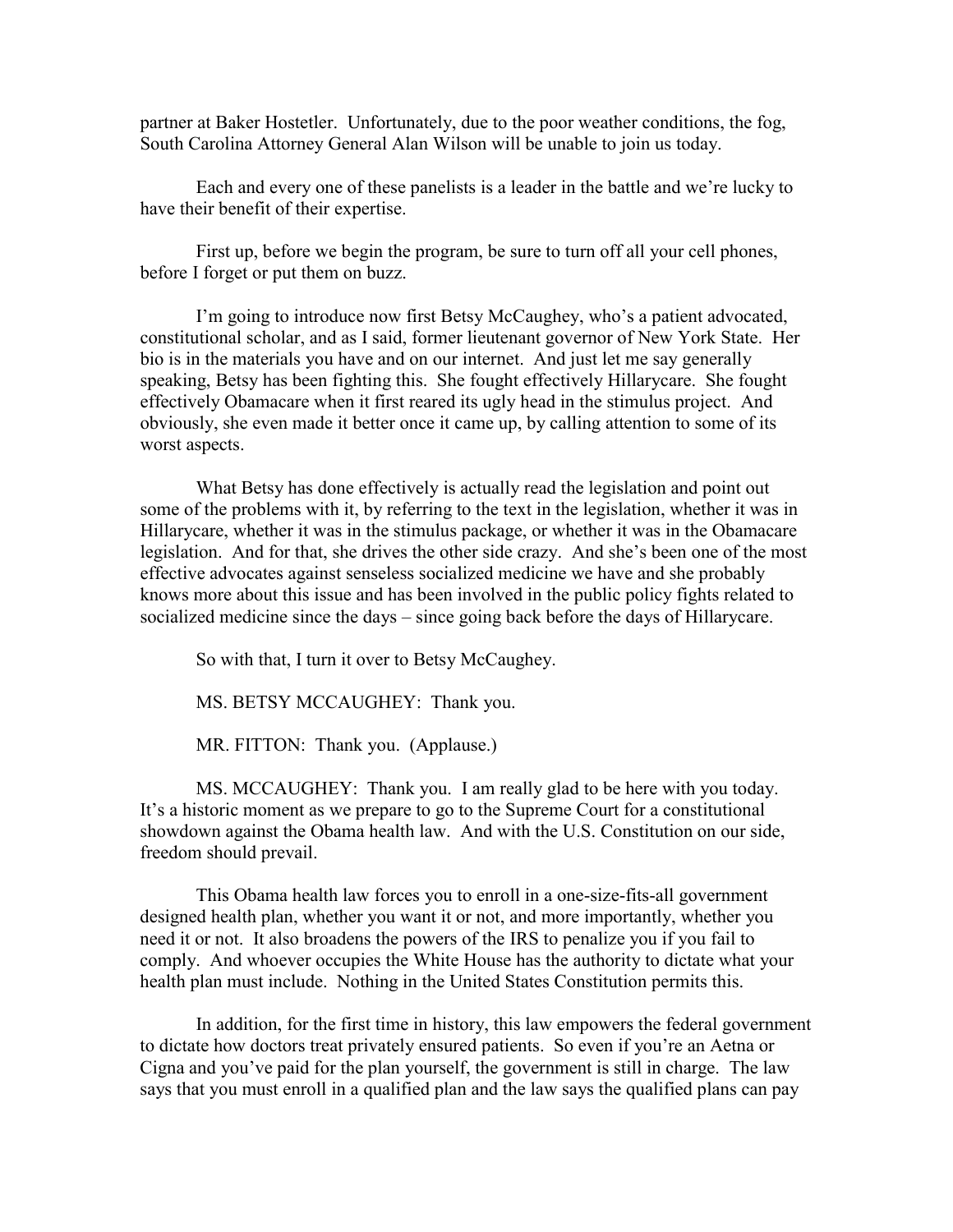partner at Baker Hostetler. Unfortunately, due to the poor weather conditions, the fog, South Carolina Attorney General Alan Wilson will be unable to join us today.

Each and every one of these panelists is a leader in the battle and we're lucky to have their benefit of their expertise.

First up, before we begin the program, be sure to turn off all your cell phones, before I forget or put them on buzz.

I'm going to introduce now first Betsy McCaughey, who's a patient advocated, constitutional scholar, and as I said, former lieutenant governor of New York State. Her bio is in the materials you have and on our internet. And just let me say generally speaking, Betsy has been fighting this. She fought effectively Hillarycare. She fought effectively Obamacare when it first reared its ugly head in the stimulus project. And obviously, she even made it better once it came up, by calling attention to some of its worst aspects.

What Betsy has done effectively is actually read the legislation and point out some of the problems with it, by referring to the text in the legislation, whether it was in Hillarycare, whether it was in the stimulus package, or whether it was in the Obamacare legislation. And for that, she drives the other side crazy. And she's been one of the most effective advocates against senseless socialized medicine we have and she probably knows more about this issue and has been involved in the public policy fights related to socialized medicine since the days – since going back before the days of Hillarycare.

So with that, I turn it over to Betsy McCaughey.

MS. BETSY MCCAUGHEY: Thank you.

MR. FITTON: Thank you. (Applause.)

MS. MCCAUGHEY: Thank you. I am really glad to be here with you today. It's a historic moment as we prepare to go to the Supreme Court for a constitutional showdown against the Obama health law. And with the U.S. Constitution on our side, freedom should prevail.

This Obama health law forces you to enroll in a one-size-fits-all government designed health plan, whether you want it or not, and more importantly, whether you need it or not. It also broadens the powers of the IRS to penalize you if you fail to comply. And whoever occupies the White House has the authority to dictate what your health plan must include. Nothing in the United States Constitution permits this.

In addition, for the first time in history, this law empowers the federal government to dictate how doctors treat privately ensured patients. So even if you're an Aetna or Cigna and you've paid for the plan yourself, the government is still in charge. The law says that you must enroll in a qualified plan and the law says the qualified plans can pay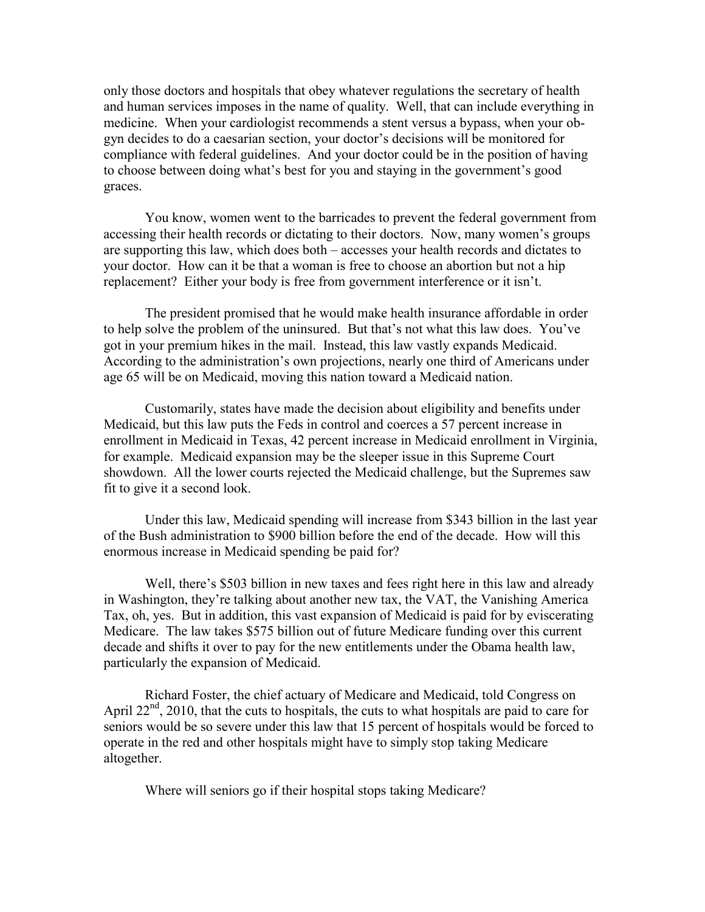only those doctors and hospitals that obey whatever regulations the secretary of health and human services imposes in the name of quality. Well, that can include everything in medicine. When your cardiologist recommends a stent versus a bypass, when your ob-gyn decides to do a caesarian section, your doctor's decisions will be monitored for compliance with federal guidelines. And your doctor could be in the position of having to choose between doing what's best for you and staying in the government's good graces.

You know, women went to the barricades to prevent the federal government from accessing their health records or dictating to their doctors. Now, many women's groups are supporting this law, which does both – accesses your health records and dictates to your doctor. How can it be that a woman is free to choose an abortion but not a hip replacement? Either your body is free from government interference or it isn't.

The president promised that he would make health insurance affordable in order to help solve the problem of the uninsured. But that's not what this law does. You've got in your premium hikes in the mail. Instead, this law vastly expands Medicaid. According to the administration's own projections, nearly one third of Americans under age 65 will be on Medicaid, moving this nation toward a Medicaid nation.

Customarily, states have made the decision about eligibility and benefits under Medicaid, but this law puts the Feds in control and coerces a 57 percent increase in enrollment in Medicaid in Texas, 42 percent increase in Medicaid enrollment in Virginia, for example. Medicaid expansion may be the sleeper issue in this Supreme Court showdown. All the lower courts rejected the Medicaid challenge, but the Supremes saw fit to give it a second look.

Under this law, Medicaid spending will increase from $343 billion in the last year of the Bush administration to $900 billion before the end of the decade. How will this enormous increase in Medicaid spending be paid for?

Well, there's $503 billion in new taxes and fees right here in this law and already in Washington, they're talking about another new tax, the VAT, the Vanishing America Tax, oh, yes. But in addition, this vast expansion of Medicaid is paid for by eviscerating Medicare. The law takes $575 billion out of future Medicare funding over this current decade and shifts it over to pay for the new entitlements under the Obama health law, particularly the expansion of Medicaid.

Richard Foster, the chief actuary of Medicare and Medicaid, told Congress on April 22nd, 2010, that the cuts to hospitals, the cuts to what hospitals are paid to care for seniors would be so severe under this law that 15 percent of hospitals would be forced to operate in the red and other hospitals might have to simply stop taking Medicare altogether.

Where will seniors go if their hospital stops taking Medicare?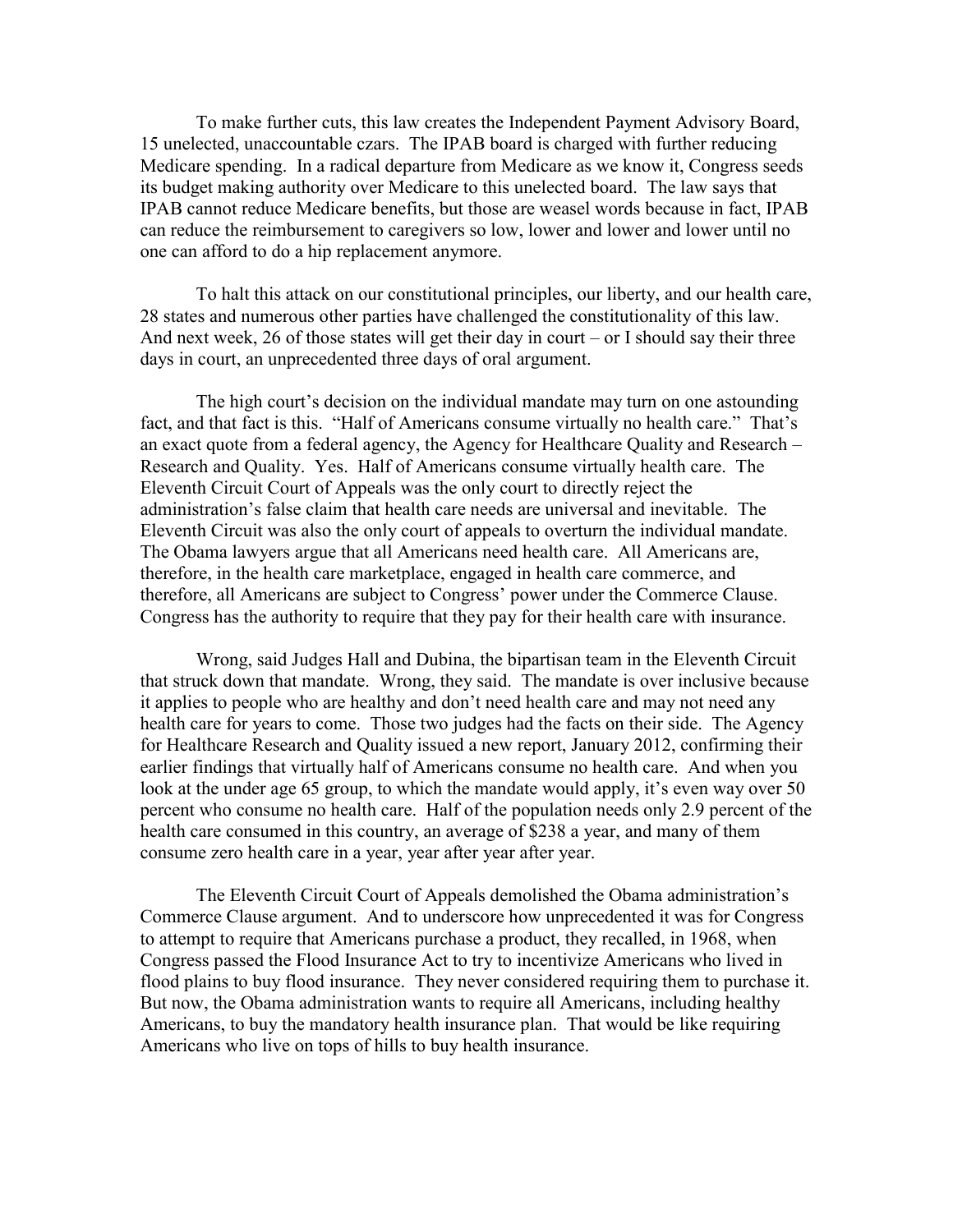To make further cuts, this law creates the Independent Payment Advisory Board, 15 unelected, unaccountable czars. The IPAB board is charged with further reducing Medicare spending. In a radical departure from Medicare as we know it, Congress seeds its budget making authority over Medicare to this unelected board. The law says that IPAB cannot reduce Medicare benefits, but those are weasel words because in fact, IPAB can reduce the reimbursement to caregivers so low, lower and lower and lower until no one can afford to do a hip replacement anymore.

To halt this attack on our constitutional principles, our liberty, and our health care, 28 states and numerous other parties have challenged the constitutionality of this law. And next week, 26 of those states will get their day in court – or I should say their three days in court, an unprecedented three days of oral argument.

The high court's decision on the individual mandate may turn on one astounding fact, and that fact is this. "Half of Americans consume virtually no health care." That's an exact quote from a federal agency, the Agency for Healthcare Quality and Research – Research and Quality. Yes. Half of Americans consume virtually health care. The Eleventh Circuit Court of Appeals was the only court to directly reject the administration's false claim that health care needs are universal and inevitable. The Eleventh Circuit was also the only court of appeals to overturn the individual mandate. The Obama lawyers argue that all Americans need health care. All Americans are, therefore, in the health care marketplace, engaged in health care commerce, and therefore, all Americans are subject to Congress' power under the Commerce Clause. Congress has the authority to require that they pay for their health care with insurance.

Wrong, said Judges Hall and Dubina, the bipartisan team in the Eleventh Circuit that struck down that mandate. Wrong, they said. The mandate is over inclusive because it applies to people who are healthy and don't need health care and may not need any health care for years to come. Those two judges had the facts on their side. The Agency for Healthcare Research and Quality issued a new report, January 2012, confirming their earlier findings that virtually half of Americans consume no health care. And when you look at the under age 65 group, to which the mandate would apply, it's even way over 50 percent who consume no health care. Half of the population needs only 2.9 percent of the health care consumed in this country, an average of $238 a year, and many of them consume zero health care in a year, year after year after year.

The Eleventh Circuit Court of Appeals demolished the Obama administration's Commerce Clause argument. And to underscore how unprecedented it was for Congress to attempt to require that Americans purchase a product, they recalled, in 1968, when Congress passed the Flood Insurance Act to try to incentivize Americans who lived in flood plains to buy flood insurance. They never considered requiring them to purchase it. But now, the Obama administration wants to require all Americans, including healthy Americans, to buy the mandatory health insurance plan. That would be like requiring Americans who live on tops of hills to buy health insurance.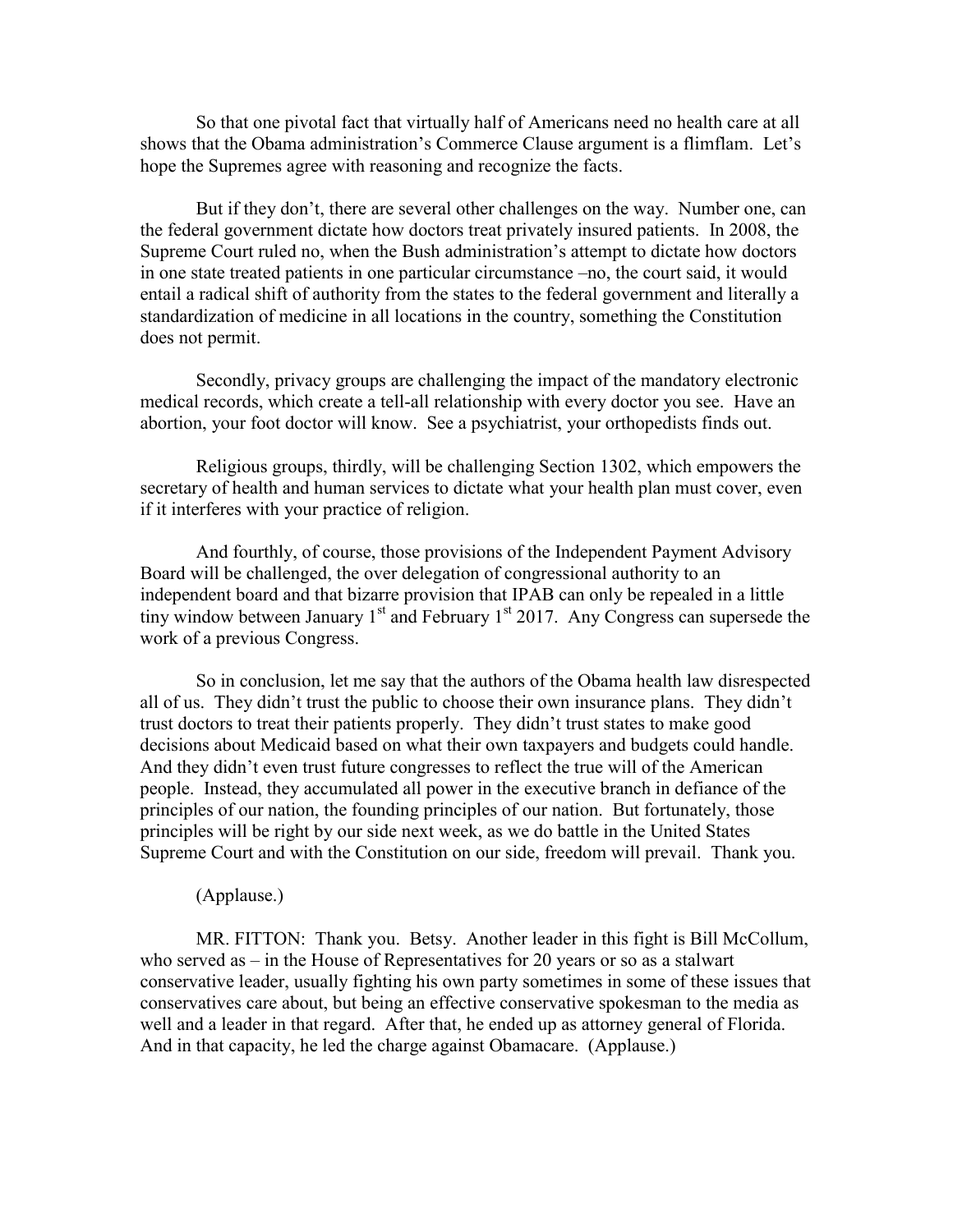So that one pivotal fact that virtually half of Americans need no health care at all shows that the Obama administration's Commerce Clause argument is a flimflam. Let's hope the Supremes agree with reasoning and recognize the facts.

But if they don't, there are several other challenges on the way. Number one, can the federal government dictate how doctors treat privately insured patients. In 2008, the Supreme Court ruled no, when the Bush administration's attempt to dictate how doctors in one state treated patients in one particular circumstance –no, the court said, it would entail a radical shift of authority from the states to the federal government and literally a standardization of medicine in all locations in the country, something the Constitution does not permit.

Secondly, privacy groups are challenging the impact of the mandatory electronic medical records, which create a tell-all relationship with every doctor you see. Have an abortion, your foot doctor will know. See a psychiatrist, your orthopedists finds out.

Religious groups, thirdly, will be challenging Section 1302, which empowers the secretary of health and human services to dictate what your health plan must cover, even if it interferes with your practice of religion.

And fourthly, of course, those provisions of the Independent Payment Advisory Board will be challenged, the over delegation of congressional authority to an independent board and that bizarre provision that IPAB can only be repealed in a little tiny window between January 1st and February 1st 2017. Any Congress can supersede the work of a previous Congress.

So in conclusion, let me say that the authors of the Obama health law disrespected all of us. They didn't trust the public to choose their own insurance plans. They didn't trust doctors to treat their patients properly. They didn't trust states to make good decisions about Medicaid based on what their own taxpayers and budgets could handle. And they didn't even trust future congresses to reflect the true will of the American people. Instead, they accumulated all power in the executive branch in defiance of the principles of our nation, the founding principles of our nation. But fortunately, those principles will be right by our side next week, as we do battle in the United States Supreme Court and with the Constitution on our side, freedom will prevail. Thank you.

(Applause.)

MR. FITTON: Thank you. Betsy. Another leader in this fight is Bill McCollum, who served as – in the House of Representatives for 20 years or so as a stalwart conservative leader, usually fighting his own party sometimes in some of these issues that conservatives care about, but being an effective conservative spokesman to the media as well and a leader in that regard. After that, he ended up as attorney general of Florida. And in that capacity, he led the charge against Obamacare. (Applause.)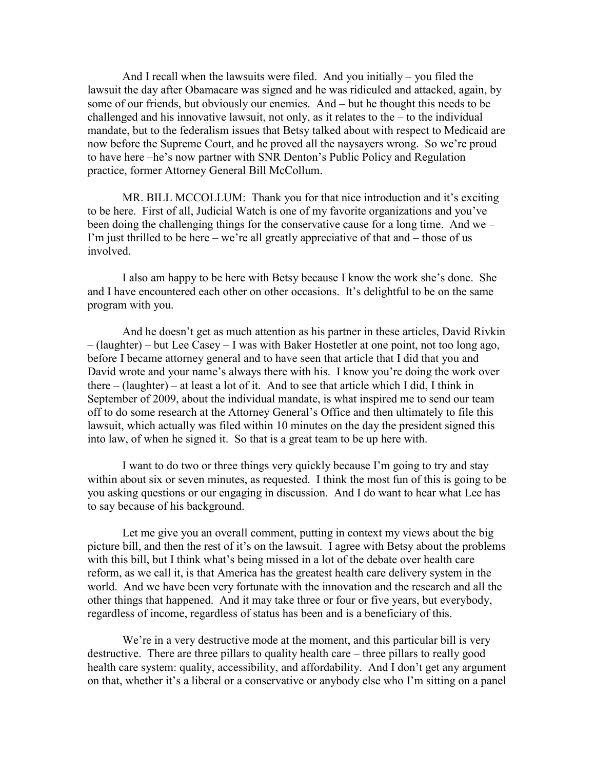And I recall when the lawsuits were filed. And you initially – you filed the lawsuit the day after Obamacare was signed and he was ridiculed and attacked, again, by some of our friends, but obviously our enemies. And – but he thought this needs to be challenged and his innovative lawsuit, not only, as it relates to the – to the individual mandate, but to the federalism issues that Betsy talked about with respect to Medicaid are now before the Supreme Court, and he proved all the naysayers wrong. So we're proud to have here –he's now partner with SNR Denton's Public Policy and Regulation practice, former Attorney General Bill McCollum.

MR. BILL MCCOLLUM: Thank you for that nice introduction and it's exciting to be here. First of all, Judicial Watch is one of my favorite organizations and you've been doing the challenging things for the conservative cause for a long time. And we – I'm just thrilled to be here – we're all greatly appreciative of that and – those of us involved.

I also am happy to be here with Betsy because I know the work she's done. She and I have encountered each other on other occasions. It's delightful to be on the same program with you.

And he doesn't get as much attention as his partner in these articles, David Rivkin – (laughter) – but Lee Casey – I was with Baker Hostetler at one point, not too long ago, before I became attorney general and to have seen that article that I did that you and David wrote and your name's always there with his. I know you're doing the work over there – (laughter) – at least a lot of it. And to see that article which I did, I think in September of 2009, about the individual mandate, is what inspired me to send our team off to do some research at the Attorney General's Office and then ultimately to file this lawsuit, which actually was filed within 10 minutes on the day the president signed this into law, of when he signed it. So that is a great team to be up here with.

I want to do two or three things very quickly because I'm going to try and stay within about six or seven minutes, as requested. I think the most fun of this is going to be you asking questions or our engaging in discussion. And I do want to hear what Lee has to say because of his background.

Let me give you an overall comment, putting in context my views about the big picture bill, and then the rest of it's on the lawsuit. I agree with Betsy about the problems with this bill, but I think what's being missed in a lot of the debate over health care reform, as we call it, is that America has the greatest health care delivery system in the world. And we have been very fortunate with the innovation and the research and all the other things that happened. And it may take three or four or five years, but everybody, regardless of income, regardless of status has been and is a beneficiary of this.

We're in a very destructive mode at the moment, and this particular bill is very destructive. There are three pillars to quality health care – three pillars to really good health care system: quality, accessibility, and affordability. And I don't get any argument on that, whether it's a liberal or a conservative or anybody else who I'm sitting on a panel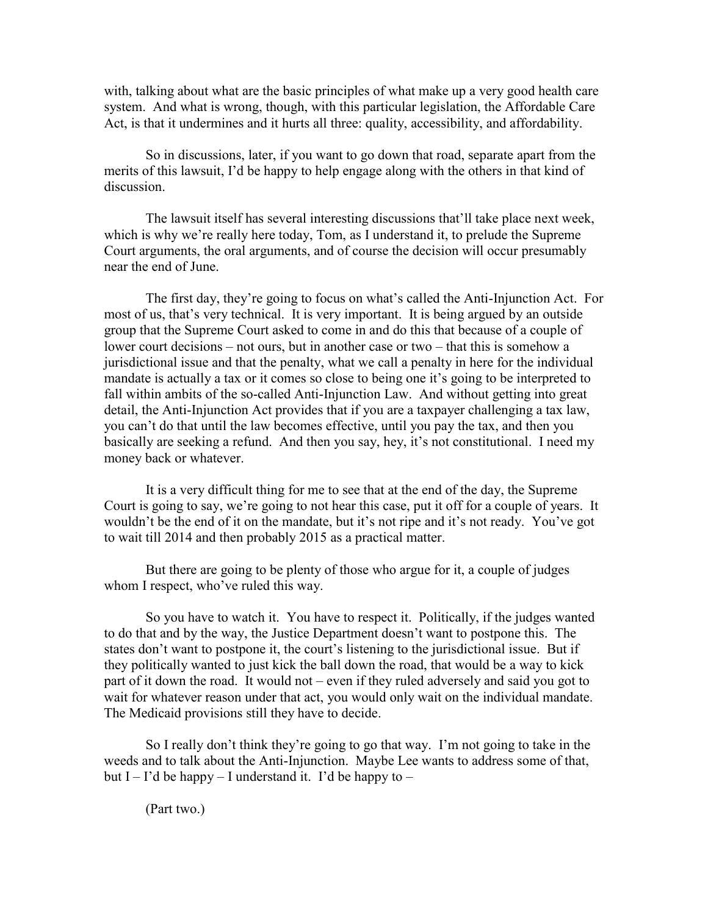with, talking about what are the basic principles of what make up a very good health care system. And what is wrong, though, with this particular legislation, the Affordable Care Act, is that it undermines and it hurts all three: quality, accessibility, and affordability.

So in discussions, later, if you want to go down that road, separate apart from the merits of this lawsuit, I'd be happy to help engage along with the others in that kind of discussion.

The lawsuit itself has several interesting discussions that'll take place next week, which is why we're really here today, Tom, as I understand it, to prelude the Supreme Court arguments, the oral arguments, and of course the decision will occur presumably near the end of June.

The first day, they're going to focus on what's called the Anti-Injunction Act. For most of us, that's very technical. It is very important. It is being argued by an outside group that the Supreme Court asked to come in and do this that because of a couple of lower court decisions – not ours, but in another case or two – that this is somehow a jurisdictional issue and that the penalty, what we call a penalty in here for the individual mandate is actually a tax or it comes so close to being one it's going to be interpreted to fall within ambits of the so-called Anti-Injunction Law. And without getting into great detail, the Anti-Injunction Act provides that if you are a taxpayer challenging a tax law, you can't do that until the law becomes effective, until you pay the tax, and then you basically are seeking a refund. And then you say, hey, it's not constitutional. I need my money back or whatever.

It is a very difficult thing for me to see that at the end of the day, the Supreme Court is going to say, we're going to not hear this case, put it off for a couple of years. It wouldn't be the end of it on the mandate, but it's not ripe and it's not ready. You've got to wait till 2014 and then probably 2015 as a practical matter.

But there are going to be plenty of those who argue for it, a couple of judges whom I respect, who've ruled this way.

So you have to watch it. You have to respect it. Politically, if the judges wanted to do that and by the way, the Justice Department doesn't want to postpone this. The states don't want to postpone it, the court's listening to the jurisdictional issue. But if they politically wanted to just kick the ball down the road, that would be a way to kick part of it down the road. It would not – even if they ruled adversely and said you got to wait for whatever reason under that act, you would only wait on the individual mandate. The Medicaid provisions still they have to decide.

So I really don't think they're going to go that way. I'm not going to take in the weeds and to talk about the Anti-Injunction. Maybe Lee wants to address some of that, but I – I'd be happy – I understand it. I'd be happy to –

(Part two.)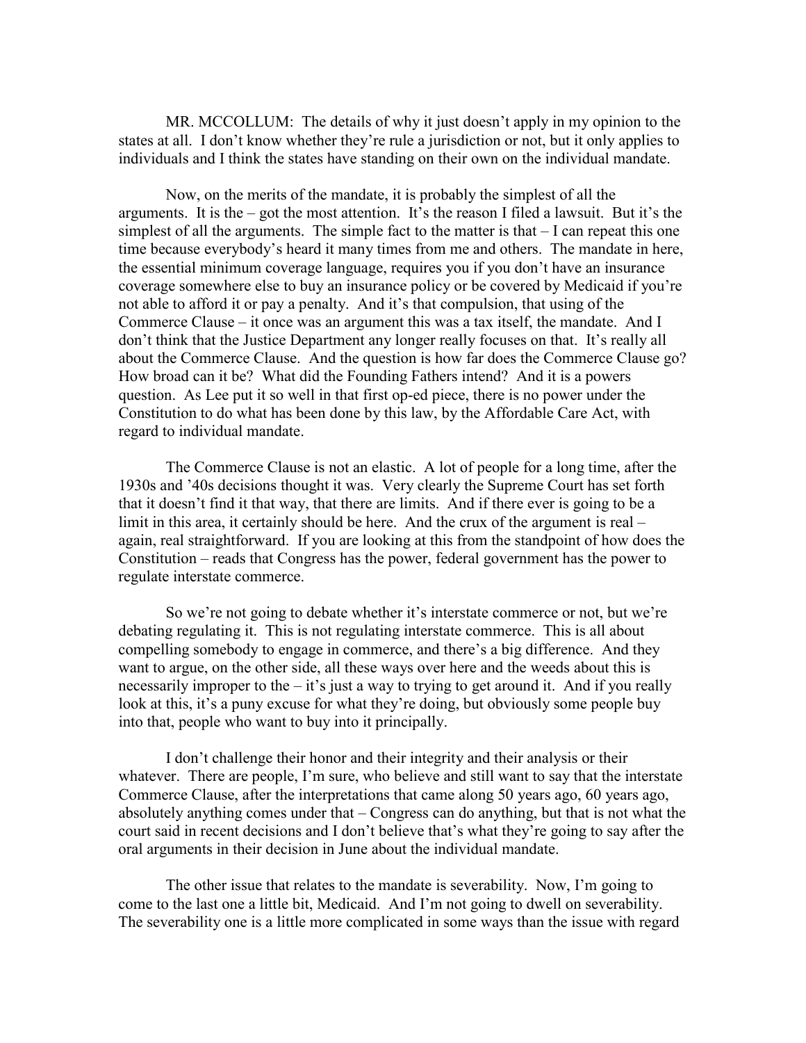MR. MCCOLLUM: The details of why it just doesn't apply in my opinion to the states at all. I don't know whether they're rule a jurisdiction or not, but it only applies to individuals and I think the states have standing on their own on the individual mandate.

Now, on the merits of the mandate, it is probably the simplest of all the arguments. It is the – got the most attention. It's the reason I filed a lawsuit. But it's the simplest of all the arguments. The simple fact to the matter is that – I can repeat this one time because everybody's heard it many times from me and others. The mandate in here, the essential minimum coverage language, requires you if you don't have an insurance coverage somewhere else to buy an insurance policy or be covered by Medicaid if you're not able to afford it or pay a penalty. And it's that compulsion, that using of the Commerce Clause – it once was an argument this was a tax itself, the mandate. And I don't think that the Justice Department any longer really focuses on that. It's really all about the Commerce Clause. And the question is how far does the Commerce Clause go? How broad can it be? What did the Founding Fathers intend? And it is a powers question. As Lee put it so well in that first op-ed piece, there is no power under the Constitution to do what has been done by this law, by the Affordable Care Act, with regard to individual mandate.

The Commerce Clause is not an elastic. A lot of people for a long time, after the 1930s and '40s decisions thought it was. Very clearly the Supreme Court has set forth that it doesn't find it that way, that there are limits. And if there ever is going to be a limit in this area, it certainly should be here. And the crux of the argument is real – again, real straightforward. If you are looking at this from the standpoint of how does the Constitution – reads that Congress has the power, federal government has the power to regulate interstate commerce.

So we're not going to debate whether it's interstate commerce or not, but we're debating regulating it. This is not regulating interstate commerce. This is all about compelling somebody to engage in commerce, and there's a big difference. And they want to argue, on the other side, all these ways over here and the weeds about this is necessarily improper to the – it's just a way to trying to get around it. And if you really look at this, it's a puny excuse for what they're doing, but obviously some people buy into that, people who want to buy into it principally.

I don't challenge their honor and their integrity and their analysis or their whatever. There are people, I'm sure, who believe and still want to say that the interstate Commerce Clause, after the interpretations that came along 50 years ago, 60 years ago, absolutely anything comes under that – Congress can do anything, but that is not what the court said in recent decisions and I don't believe that's what they're going to say after the oral arguments in their decision in June about the individual mandate.

The other issue that relates to the mandate is severability. Now, I'm going to come to the last one a little bit, Medicaid. And I'm not going to dwell on severability. The severability one is a little more complicated in some ways than the issue with regard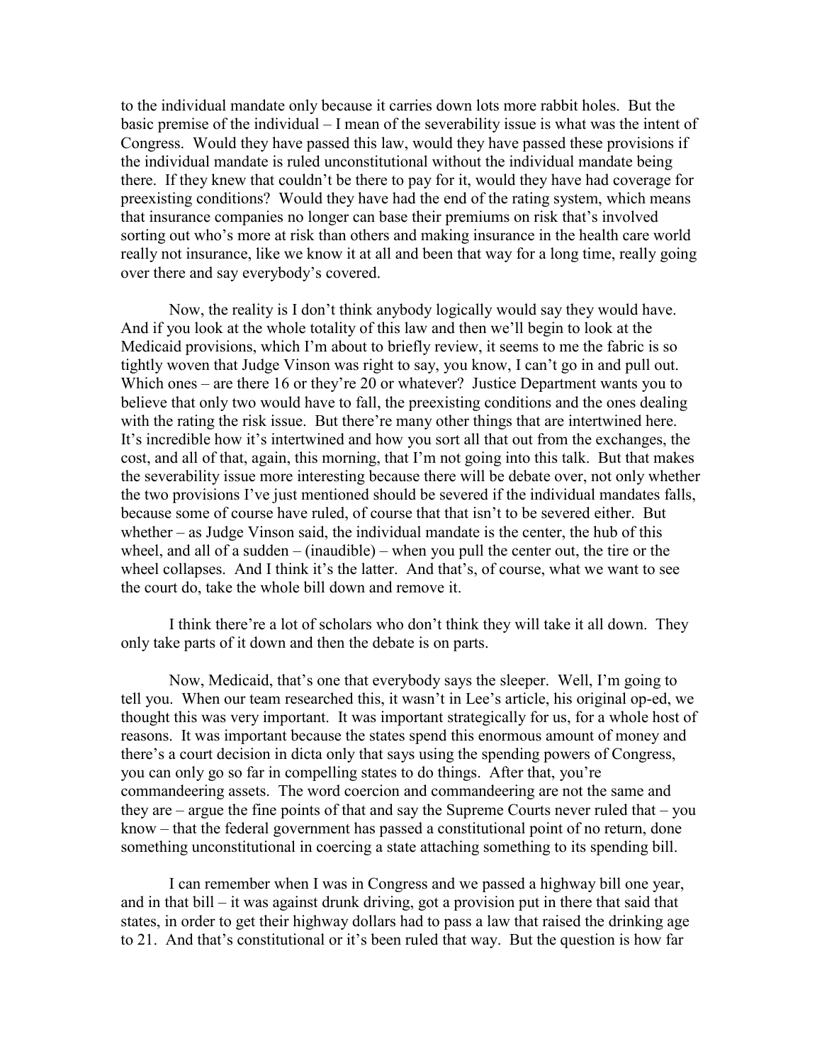to the individual mandate only because it carries down lots more rabbit holes. But the basic premise of the individual – I mean of the severability issue is what was the intent of Congress. Would they have passed this law, would they have passed these provisions if the individual mandate is ruled unconstitutional without the individual mandate being there. If they knew that couldn't be there to pay for it, would they have had coverage for preexisting conditions? Would they have had the end of the rating system, which means that insurance companies no longer can base their premiums on risk that's involved sorting out who's more at risk than others and making insurance in the health care world really not insurance, like we know it at all and been that way for a long time, really going over there and say everybody's covered.

Now, the reality is I don't think anybody logically would say they would have. And if you look at the whole totality of this law and then we'll begin to look at the Medicaid provisions, which I'm about to briefly review, it seems to me the fabric is so tightly woven that Judge Vinson was right to say, you know, I can't go in and pull out. Which ones – are there 16 or they're 20 or whatever? Justice Department wants you to believe that only two would have to fall, the preexisting conditions and the ones dealing with the rating the risk issue. But there're many other things that are intertwined here. It's incredible how it's intertwined and how you sort all that out from the exchanges, the cost, and all of that, again, this morning, that I'm not going into this talk. But that makes the severability issue more interesting because there will be debate over, not only whether the two provisions I've just mentioned should be severed if the individual mandates falls, because some of course have ruled, of course that that isn't to be severed either. But whether – as Judge Vinson said, the individual mandate is the center, the hub of this wheel, and all of a sudden – (inaudible) – when you pull the center out, the tire or the wheel collapses. And I think it's the latter. And that's, of course, what we want to see the court do, take the whole bill down and remove it.

I think there're a lot of scholars who don't think they will take it all down. They only take parts of it down and then the debate is on parts.

Now, Medicaid, that's one that everybody says the sleeper. Well, I'm going to tell you. When our team researched this, it wasn't in Lee's article, his original op-ed, we thought this was very important. It was important strategically for us, for a whole host of reasons. It was important because the states spend this enormous amount of money and there's a court decision in dicta only that says using the spending powers of Congress, you can only go so far in compelling states to do things. After that, you're commandeering assets. The word coercion and commandeering are not the same and they are – argue the fine points of that and say the Supreme Courts never ruled that – you know – that the federal government has passed a constitutional point of no return, done something unconstitutional in coercing a state attaching something to its spending bill.

I can remember when I was in Congress and we passed a highway bill one year, and in that bill – it was against drunk driving, got a provision put in there that said that states, in order to get their highway dollars had to pass a law that raised the drinking age to 21. And that's constitutional or it's been ruled that way. But the question is how far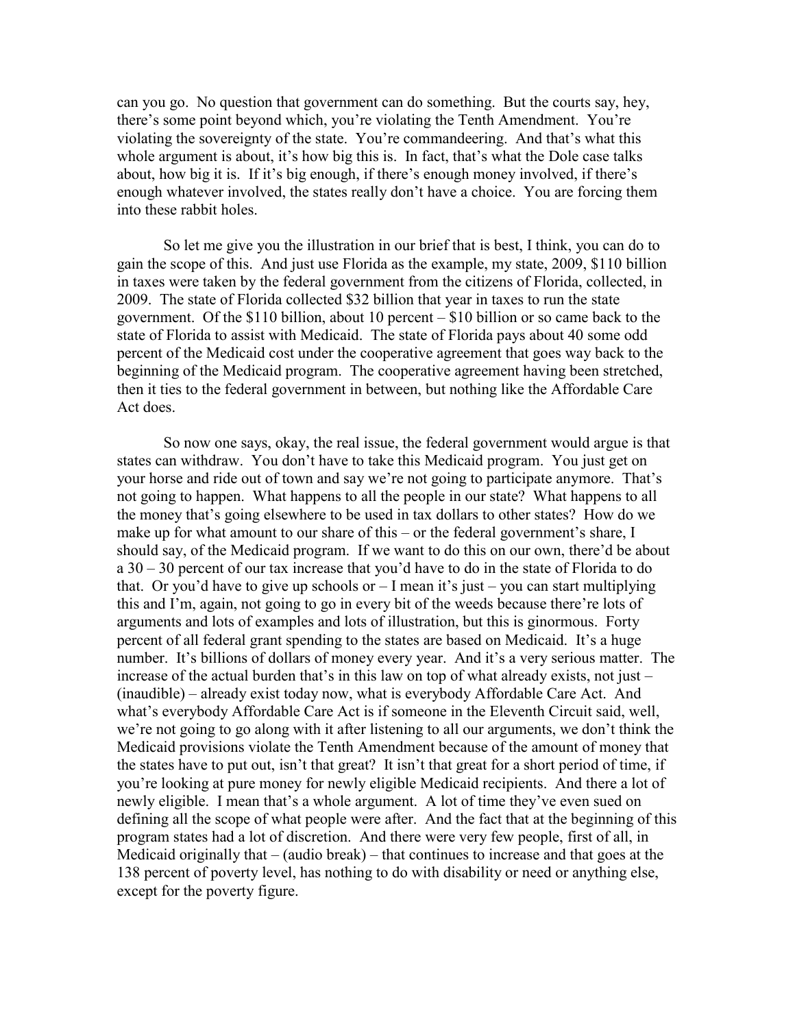can you go. No question that government can do something. But the courts say, hey, there's some point beyond which, you're violating the Tenth Amendment. You're violating the sovereignty of the state. You're commandeering. And that's what this whole argument is about, it's how big this is. In fact, that's what the Dole case talks about, how big it is. If it's big enough, if there's enough money involved, if there's enough whatever involved, the states really don't have a choice. You are forcing them into these rabbit holes.

So let me give you the illustration in our brief that is best, I think, you can do to gain the scope of this. And just use Florida as the example, my state, 2009, $110 billion in taxes were taken by the federal government from the citizens of Florida, collected, in 2009. The state of Florida collected $32 billion that year in taxes to run the state government. Of the $110 billion, about 10 percent – $10 billion or so came back to the state of Florida to assist with Medicaid. The state of Florida pays about 40 some odd percent of the Medicaid cost under the cooperative agreement that goes way back to the beginning of the Medicaid program. The cooperative agreement having been stretched, then it ties to the federal government in between, but nothing like the Affordable Care Act does.

So now one says, okay, the real issue, the federal government would argue is that states can withdraw. You don't have to take this Medicaid program. You just get on your horse and ride out of town and say we're not going to participate anymore. That's not going to happen. What happens to all the people in our state? What happens to all the money that's going elsewhere to be used in tax dollars to other states? How do we make up for what amount to our share of this – or the federal government's share, I should say, of the Medicaid program. If we want to do this on our own, there'd be about a 30 – 30 percent of our tax increase that you'd have to do in the state of Florida to do that. Or you'd have to give up schools or – I mean it's just – you can start multiplying this and I'm, again, not going to go in every bit of the weeds because there're lots of arguments and lots of examples and lots of illustration, but this is ginormous. Forty percent of all federal grant spending to the states are based on Medicaid. It's a huge number. It's billions of dollars of money every year. And it's a very serious matter. The increase of the actual burden that's in this law on top of what already exists, not just – (inaudible) – already exist today now, what is everybody Affordable Care Act. And what's everybody Affordable Care Act is if someone in the Eleventh Circuit said, well, we're not going to go along with it after listening to all our arguments, we don't think the Medicaid provisions violate the Tenth Amendment because of the amount of money that the states have to put out, isn't that great? It isn't that great for a short period of time, if you're looking at pure money for newly eligible Medicaid recipients. And there a lot of newly eligible. I mean that's a whole argument. A lot of time they've even sued on defining all the scope of what people were after. And the fact that at the beginning of this program states had a lot of discretion. And there were very few people, first of all, in Medicaid originally that – (audio break) – that continues to increase and that goes at the 138 percent of poverty level, has nothing to do with disability or need or anything else, except for the poverty figure.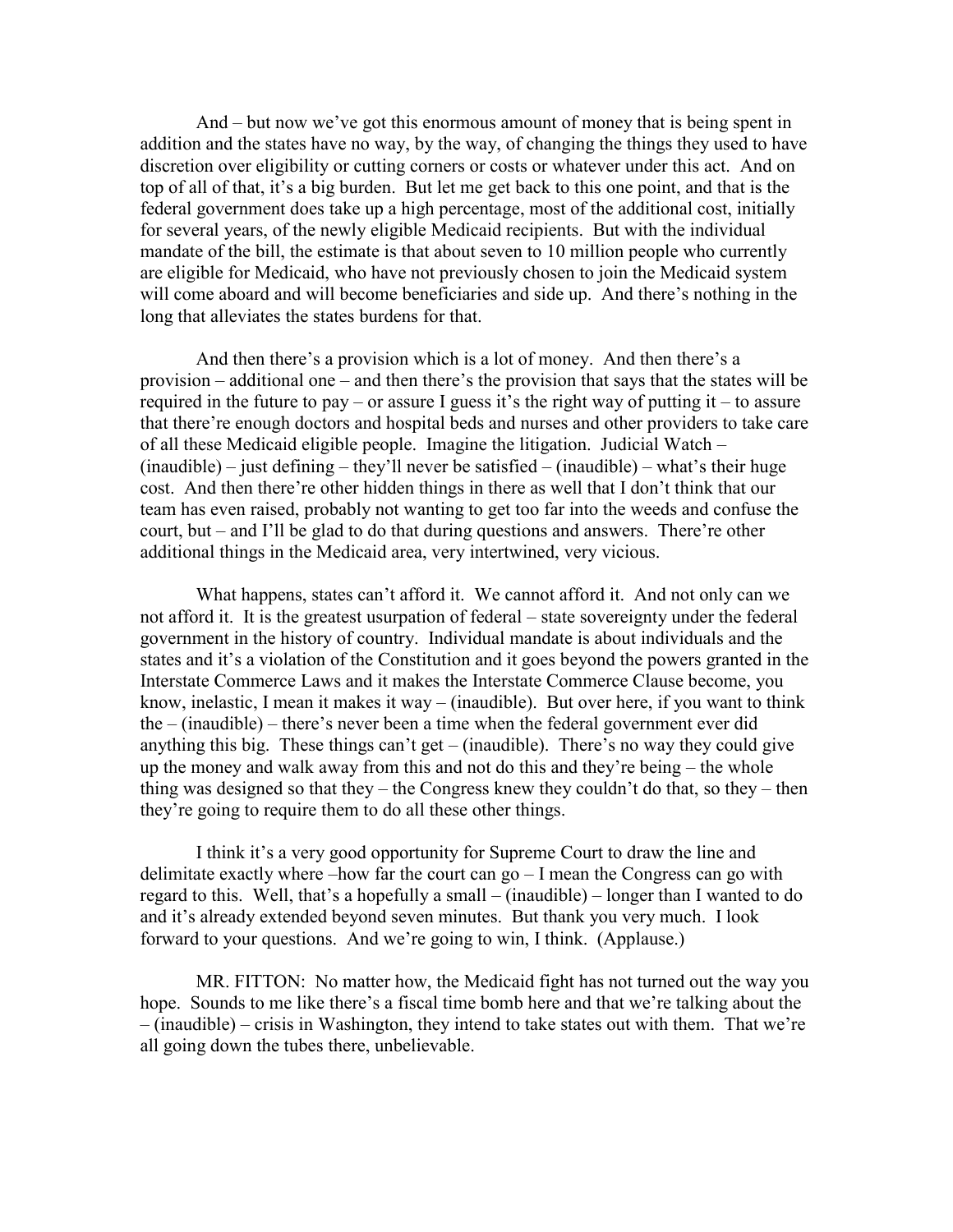And – but now we've got this enormous amount of money that is being spent in addition and the states have no way, by the way, of changing the things they used to have discretion over eligibility or cutting corners or costs or whatever under this act. And on top of all of that, it's a big burden. But let me get back to this one point, and that is the federal government does take up a high percentage, most of the additional cost, initially for several years, of the newly eligible Medicaid recipients. But with the individual mandate of the bill, the estimate is that about seven to 10 million people who currently are eligible for Medicaid, who have not previously chosen to join the Medicaid system will come aboard and will become beneficiaries and side up. And there's nothing in the long that alleviates the states burdens for that.

And then there's a provision which is a lot of money. And then there's a provision – additional one – and then there's the provision that says that the states will be required in the future to pay – or assure I guess it's the right way of putting it – to assure that there're enough doctors and hospital beds and nurses and other providers to take care of all these Medicaid eligible people. Imagine the litigation. Judicial Watch – (inaudible) – just defining – they'll never be satisfied – (inaudible) – what's their huge cost. And then there're other hidden things in there as well that I don't think that our team has even raised, probably not wanting to get too far into the weeds and confuse the court, but – and I'll be glad to do that during questions and answers. There're other additional things in the Medicaid area, very intertwined, very vicious.

What happens, states can't afford it. We cannot afford it. And not only can we not afford it. It is the greatest usurpation of federal – state sovereignty under the federal government in the history of country. Individual mandate is about individuals and the states and it's a violation of the Constitution and it goes beyond the powers granted in the Interstate Commerce Laws and it makes the Interstate Commerce Clause become, you know, inelastic, I mean it makes it way – (inaudible). But over here, if you want to think the – (inaudible) – there's never been a time when the federal government ever did anything this big. These things can't get – (inaudible). There's no way they could give up the money and walk away from this and not do this and they're being – the whole thing was designed so that they – the Congress knew they couldn't do that, so they – then they're going to require them to do all these other things.

I think it's a very good opportunity for Supreme Court to draw the line and delimitate exactly where –how far the court can go – I mean the Congress can go with regard to this. Well, that's a hopefully a small – (inaudible) – longer than I wanted to do and it's already extended beyond seven minutes. But thank you very much. I look forward to your questions. And we're going to win, I think. (Applause.)

MR. FITTON: No matter how, the Medicaid fight has not turned out the way you hope. Sounds to me like there's a fiscal time bomb here and that we're talking about the – (inaudible) – crisis in Washington, they intend to take states out with them. That we're all going down the tubes there, unbelievable.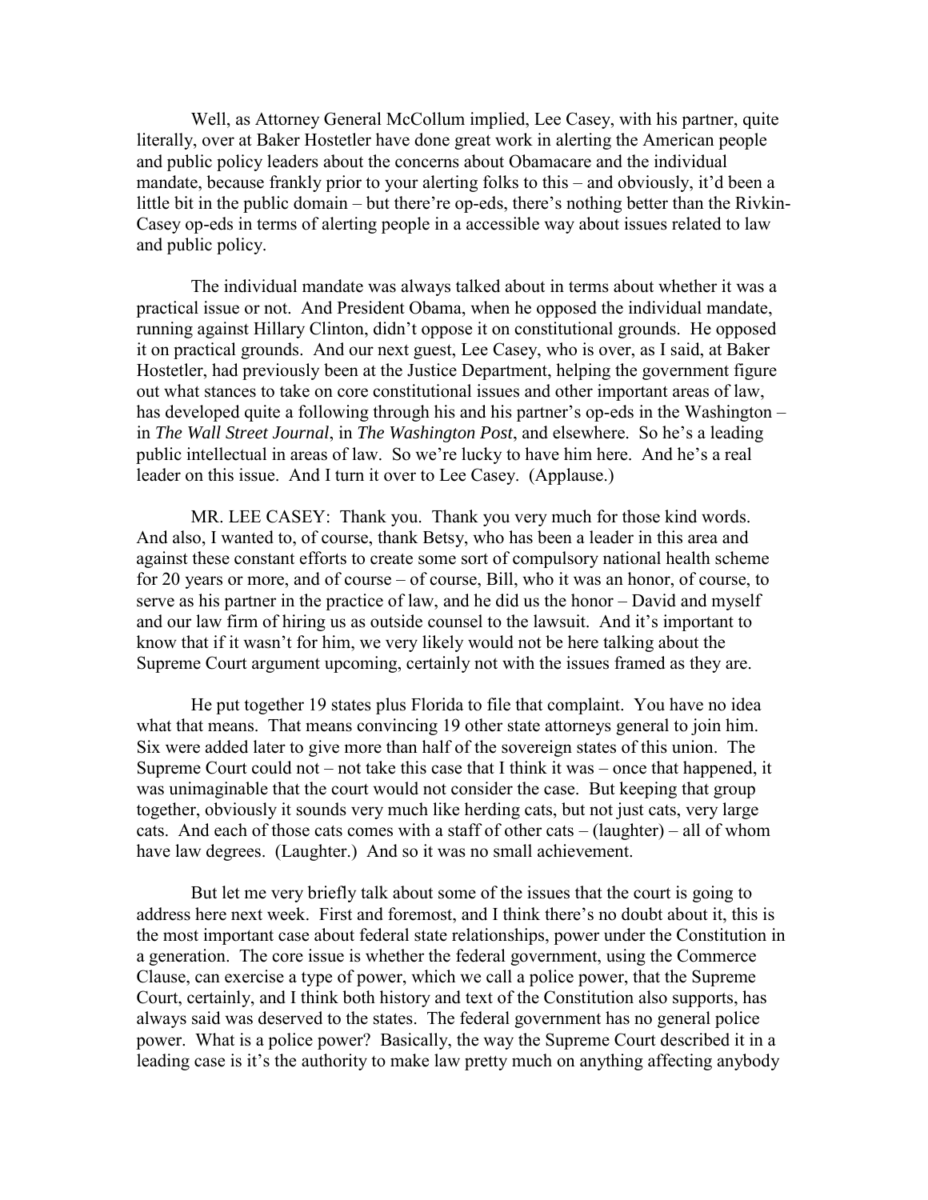Well, as Attorney General McCollum implied, Lee Casey, with his partner, quite literally, over at Baker Hostetler have done great work in alerting the American people and public policy leaders about the concerns about Obamacare and the individual mandate, because frankly prior to your alerting folks to this – and obviously, it'd been a little bit in the public domain – but there're op-eds, there's nothing better than the Rivkin-Casey op-eds in terms of alerting people in a accessible way about issues related to law and public policy.

The individual mandate was always talked about in terms about whether it was a practical issue or not. And President Obama, when he opposed the individual mandate, running against Hillary Clinton, didn't oppose it on constitutional grounds. He opposed it on practical grounds. And our next guest, Lee Casey, who is over, as I said, at Baker Hostetler, had previously been at the Justice Department, helping the government figure out what stances to take on core constitutional issues and other important areas of law, has developed quite a following through his and his partner's op-eds in the Washington – in *The Wall Street Journal*, in *The Washington Post*, and elsewhere. So he's a leading public intellectual in areas of law. So we're lucky to have him here. And he's a real leader on this issue. And I turn it over to Lee Casey. (Applause.)

MR. LEE CASEY: Thank you. Thank you very much for those kind words. And also, I wanted to, of course, thank Betsy, who has been a leader in this area and against these constant efforts to create some sort of compulsory national health scheme for 20 years or more, and of course – of course, Bill, who it was an honor, of course, to serve as his partner in the practice of law, and he did us the honor – David and myself and our law firm of hiring us as outside counsel to the lawsuit. And it's important to know that if it wasn't for him, we very likely would not be here talking about the Supreme Court argument upcoming, certainly not with the issues framed as they are.

He put together 19 states plus Florida to file that complaint. You have no idea what that means. That means convincing 19 other state attorneys general to join him. Six were added later to give more than half of the sovereign states of this union. The Supreme Court could not – not take this case that I think it was – once that happened, it was unimaginable that the court would not consider the case. But keeping that group together, obviously it sounds very much like herding cats, but not just cats, very large cats. And each of those cats comes with a staff of other cats – (laughter) – all of whom have law degrees. (Laughter.) And so it was no small achievement.

But let me very briefly talk about some of the issues that the court is going to address here next week. First and foremost, and I think there's no doubt about it, this is the most important case about federal state relationships, power under the Constitution in a generation. The core issue is whether the federal government, using the Commerce Clause, can exercise a type of power, which we call a police power, that the Supreme Court, certainly, and I think both history and text of the Constitution also supports, has always said was deserved to the states. The federal government has no general police power. What is a police power? Basically, the way the Supreme Court described it in a leading case is it's the authority to make law pretty much on anything affecting anybody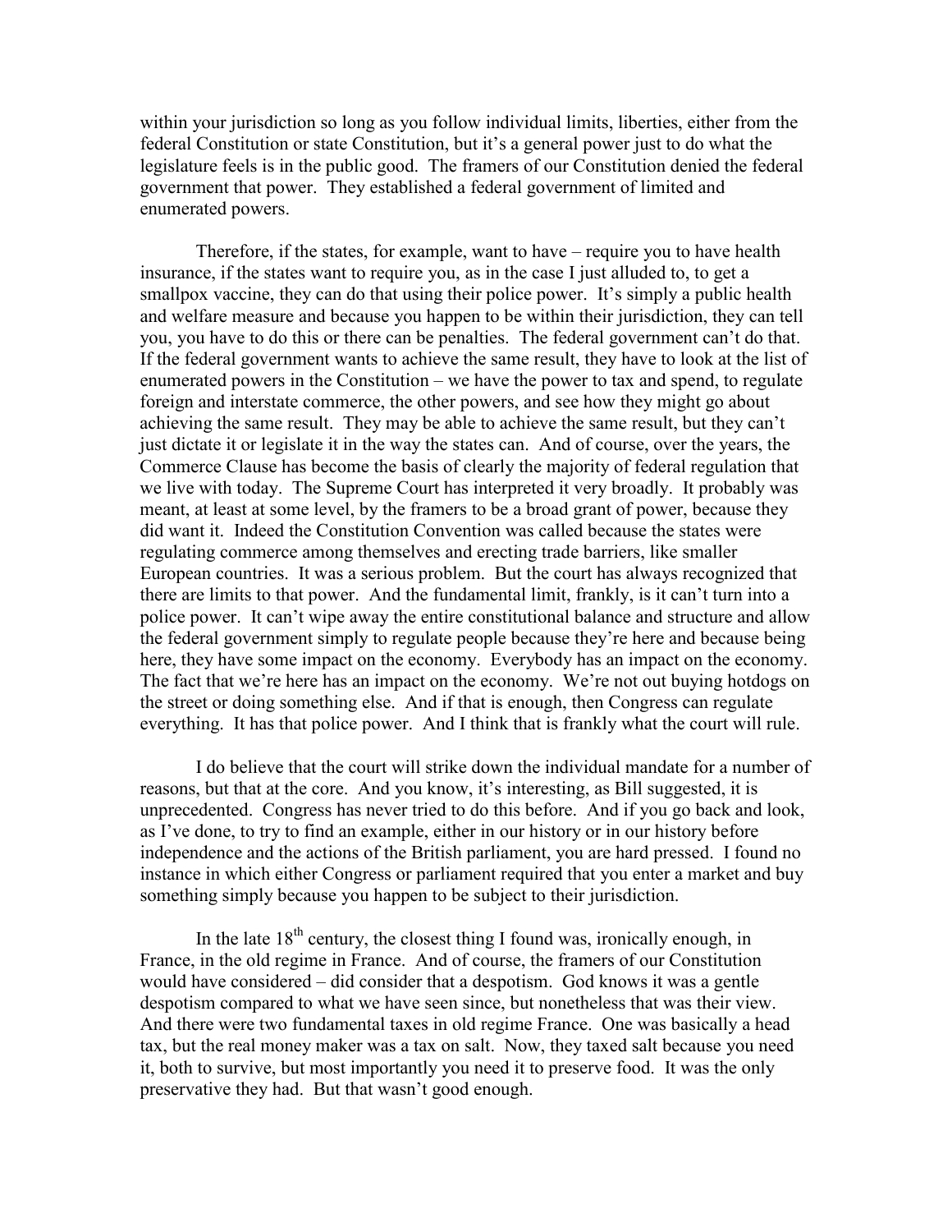within your jurisdiction so long as you follow individual limits, liberties, either from the federal Constitution or state Constitution, but it's a general power just to do what the legislature feels is in the public good. The framers of our Constitution denied the federal government that power. They established a federal government of limited and enumerated powers.

Therefore, if the states, for example, want to have – require you to have health insurance, if the states want to require you, as in the case I just alluded to, to get a smallpox vaccine, they can do that using their police power. It's simply a public health and welfare measure and because you happen to be within their jurisdiction, they can tell you, you have to do this or there can be penalties. The federal government can't do that. If the federal government wants to achieve the same result, they have to look at the list of enumerated powers in the Constitution – we have the power to tax and spend, to regulate foreign and interstate commerce, the other powers, and see how they might go about achieving the same result. They may be able to achieve the same result, but they can't just dictate it or legislate it in the way the states can. And of course, over the years, the Commerce Clause has become the basis of clearly the majority of federal regulation that we live with today. The Supreme Court has interpreted it very broadly. It probably was meant, at least at some level, by the framers to be a broad grant of power, because they did want it. Indeed the Constitution Convention was called because the states were regulating commerce among themselves and erecting trade barriers, like smaller European countries. It was a serious problem. But the court has always recognized that there are limits to that power. And the fundamental limit, frankly, is it can't turn into a police power. It can't wipe away the entire constitutional balance and structure and allow the federal government simply to regulate people because they're here and because being here, they have some impact on the economy. Everybody has an impact on the economy. The fact that we're here has an impact on the economy. We're not out buying hotdogs on the street or doing something else. And if that is enough, then Congress can regulate everything. It has that police power. And I think that is frankly what the court will rule.

I do believe that the court will strike down the individual mandate for a number of reasons, but that at the core. And you know, it's interesting, as Bill suggested, it is unprecedented. Congress has never tried to do this before. And if you go back and look, as I've done, to try to find an example, either in our history or in our history before independence and the actions of the British parliament, you are hard pressed. I found no instance in which either Congress or parliament required that you enter a market and buy something simply because you happen to be subject to their jurisdiction.

In the late 18th century, the closest thing I found was, ironically enough, in France, in the old regime in France. And of course, the framers of our Constitution would have considered – did consider that a despotism. God knows it was a gentle despotism compared to what we have seen since, but nonetheless that was their view. And there were two fundamental taxes in old regime France. One was basically a head tax, but the real money maker was a tax on salt. Now, they taxed salt because you need it, both to survive, but most importantly you need it to preserve food. It was the only preservative they had. But that wasn't good enough.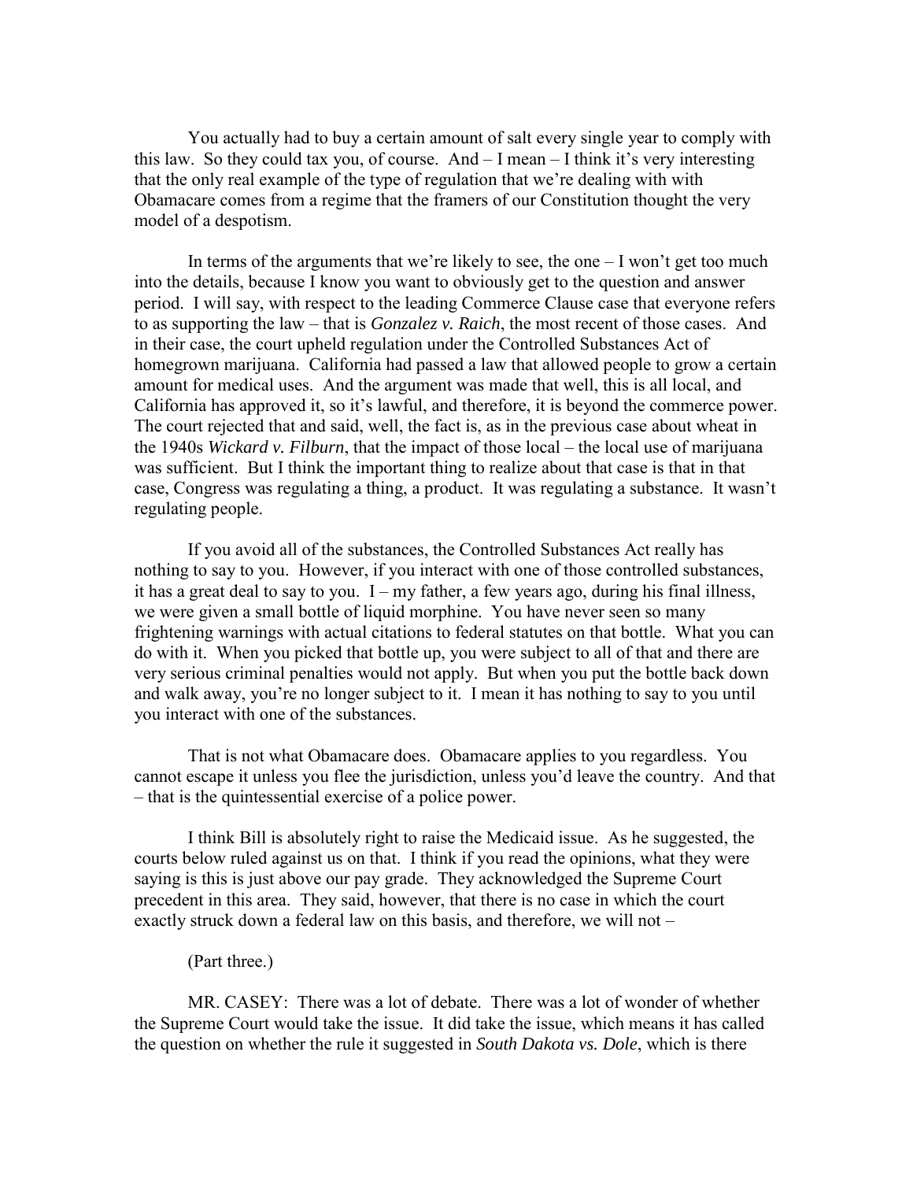You actually had to buy a certain amount of salt every single year to comply with this law. So they could tax you, of course. And – I mean – I think it's very interesting that the only real example of the type of regulation that we're dealing with with Obamacare comes from a regime that the framers of our Constitution thought the very model of a despotism.

In terms of the arguments that we're likely to see, the one – I won't get too much into the details, because I know you want to obviously get to the question and answer period. I will say, with respect to the leading Commerce Clause case that everyone refers to as supporting the law – that is *Gonzalez v. Raich*, the most recent of those cases. And in their case, the court upheld regulation under the Controlled Substances Act of homegrown marijuana. California had passed a law that allowed people to grow a certain amount for medical uses. And the argument was made that well, this is all local, and California has approved it, so it's lawful, and therefore, it is beyond the commerce power. The court rejected that and said, well, the fact is, as in the previous case about wheat in the 1940s *Wickard v. Filburn*, that the impact of those local – the local use of marijuana was sufficient. But I think the important thing to realize about that case is that in that case, Congress was regulating a thing, a product. It was regulating a substance. It wasn't regulating people.

If you avoid all of the substances, the Controlled Substances Act really has nothing to say to you. However, if you interact with one of those controlled substances, it has a great deal to say to you. I – my father, a few years ago, during his final illness, we were given a small bottle of liquid morphine. You have never seen so many frightening warnings with actual citations to federal statutes on that bottle. What you can do with it. When you picked that bottle up, you were subject to all of that and there are very serious criminal penalties would not apply. But when you put the bottle back down and walk away, you're no longer subject to it. I mean it has nothing to say to you until you interact with one of the substances.

That is not what Obamacare does. Obamacare applies to you regardless. You cannot escape it unless you flee the jurisdiction, unless you'd leave the country. And that – that is the quintessential exercise of a police power.

I think Bill is absolutely right to raise the Medicaid issue. As he suggested, the courts below ruled against us on that. I think if you read the opinions, what they were saying is this is just above our pay grade. They acknowledged the Supreme Court precedent in this area. They said, however, that there is no case in which the court exactly struck down a federal law on this basis, and therefore, we will not –

(Part three.)

MR. CASEY: There was a lot of debate. There was a lot of wonder of whether the Supreme Court would take the issue. It did take the issue, which means it has called the question on whether the rule it suggested in *South Dakota vs. Dole*, which is there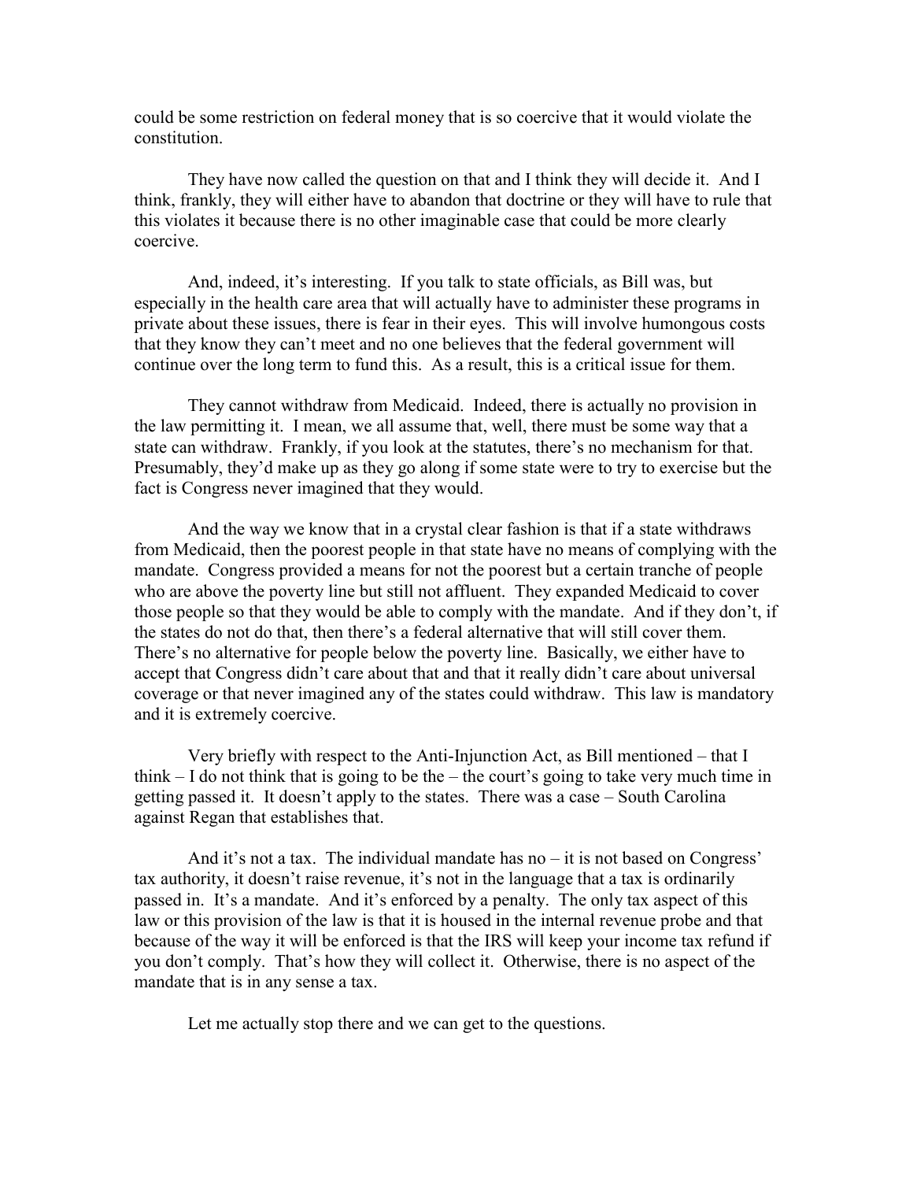could be some restriction on federal money that is so coercive that it would violate the constitution.

They have now called the question on that and I think they will decide it. And I think, frankly, they will either have to abandon that doctrine or they will have to rule that this violates it because there is no other imaginable case that could be more clearly coercive.

And, indeed, it's interesting. If you talk to state officials, as Bill was, but especially in the health care area that will actually have to administer these programs in private about these issues, there is fear in their eyes. This will involve humongous costs that they know they can't meet and no one believes that the federal government will continue over the long term to fund this. As a result, this is a critical issue for them.

They cannot withdraw from Medicaid. Indeed, there is actually no provision in the law permitting it. I mean, we all assume that, well, there must be some way that a state can withdraw. Frankly, if you look at the statutes, there's no mechanism for that. Presumably, they'd make up as they go along if some state were to try to exercise but the fact is Congress never imagined that they would.

And the way we know that in a crystal clear fashion is that if a state withdraws from Medicaid, then the poorest people in that state have no means of complying with the mandate. Congress provided a means for not the poorest but a certain tranche of people who are above the poverty line but still not affluent. They expanded Medicaid to cover those people so that they would be able to comply with the mandate. And if they don't, if the states do not do that, then there's a federal alternative that will still cover them. There's no alternative for people below the poverty line. Basically, we either have to accept that Congress didn't care about that and that it really didn't care about universal coverage or that never imagined any of the states could withdraw. This law is mandatory and it is extremely coercive.

Very briefly with respect to the Anti-Injunction Act, as Bill mentioned – that I think – I do not think that is going to be the – the court's going to take very much time in getting passed it. It doesn't apply to the states. There was a case – South Carolina against Regan that establishes that.

And it's not a tax. The individual mandate has no – it is not based on Congress' tax authority, it doesn't raise revenue, it's not in the language that a tax is ordinarily passed in. It's a mandate. And it's enforced by a penalty. The only tax aspect of this law or this provision of the law is that it is housed in the internal revenue probe and that because of the way it will be enforced is that the IRS will keep your income tax refund if you don't comply. That's how they will collect it. Otherwise, there is no aspect of the mandate that is in any sense a tax.

Let me actually stop there and we can get to the questions.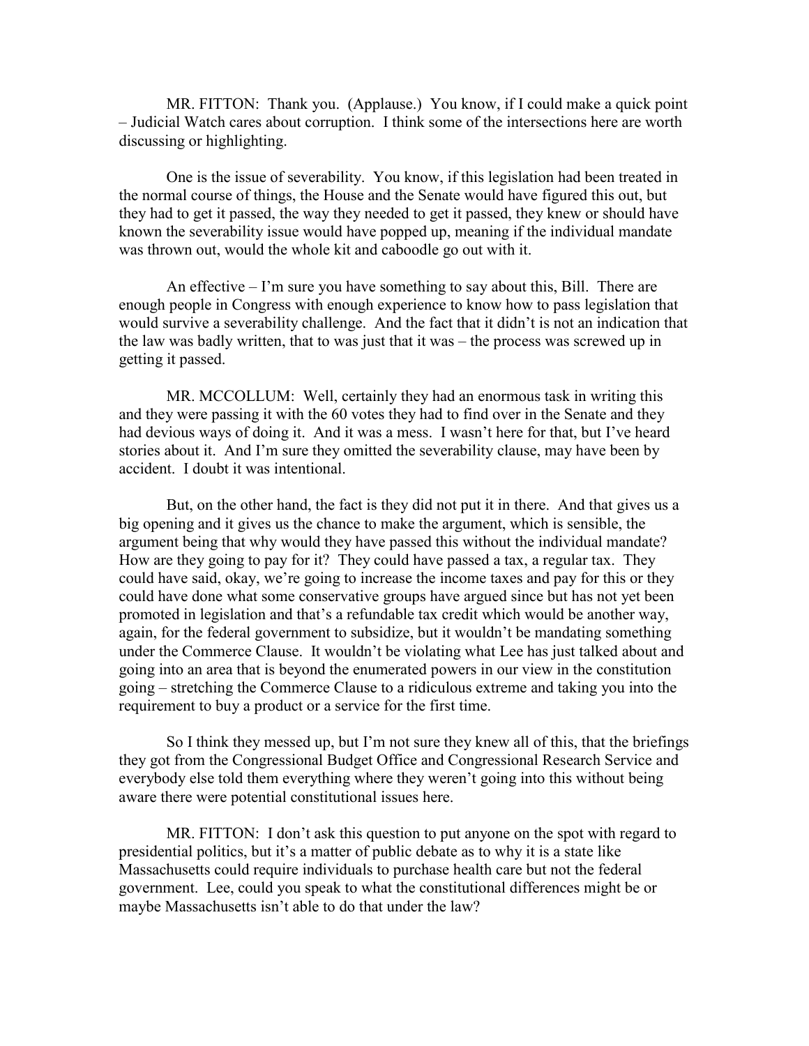MR. FITTON: Thank you. (Applause.) You know, if I could make a quick point – Judicial Watch cares about corruption. I think some of the intersections here are worth discussing or highlighting.

One is the issue of severability. You know, if this legislation had been treated in the normal course of things, the House and the Senate would have figured this out, but they had to get it passed, the way they needed to get it passed, they knew or should have known the severability issue would have popped up, meaning if the individual mandate was thrown out, would the whole kit and caboodle go out with it.

An effective – I'm sure you have something to say about this, Bill. There are enough people in Congress with enough experience to know how to pass legislation that would survive a severability challenge. And the fact that it didn't is not an indication that the law was badly written, that to was just that it was – the process was screwed up in getting it passed.

MR. MCCOLLUM: Well, certainly they had an enormous task in writing this and they were passing it with the 60 votes they had to find over in the Senate and they had devious ways of doing it. And it was a mess. I wasn't here for that, but I've heard stories about it. And I'm sure they omitted the severability clause, may have been by accident. I doubt it was intentional.

But, on the other hand, the fact is they did not put it in there. And that gives us a big opening and it gives us the chance to make the argument, which is sensible, the argument being that why would they have passed this without the individual mandate? How are they going to pay for it? They could have passed a tax, a regular tax. They could have said, okay, we're going to increase the income taxes and pay for this or they could have done what some conservative groups have argued since but has not yet been promoted in legislation and that's a refundable tax credit which would be another way, again, for the federal government to subsidize, but it wouldn't be mandating something under the Commerce Clause. It wouldn't be violating what Lee has just talked about and going into an area that is beyond the enumerated powers in our view in the constitution going – stretching the Commerce Clause to a ridiculous extreme and taking you into the requirement to buy a product or a service for the first time.

So I think they messed up, but I'm not sure they knew all of this, that the briefings they got from the Congressional Budget Office and Congressional Research Service and everybody else told them everything where they weren't going into this without being aware there were potential constitutional issues here.

MR. FITTON: I don't ask this question to put anyone on the spot with regard to presidential politics, but it's a matter of public debate as to why it is a state like Massachusetts could require individuals to purchase health care but not the federal government. Lee, could you speak to what the constitutional differences might be or maybe Massachusetts isn't able to do that under the law?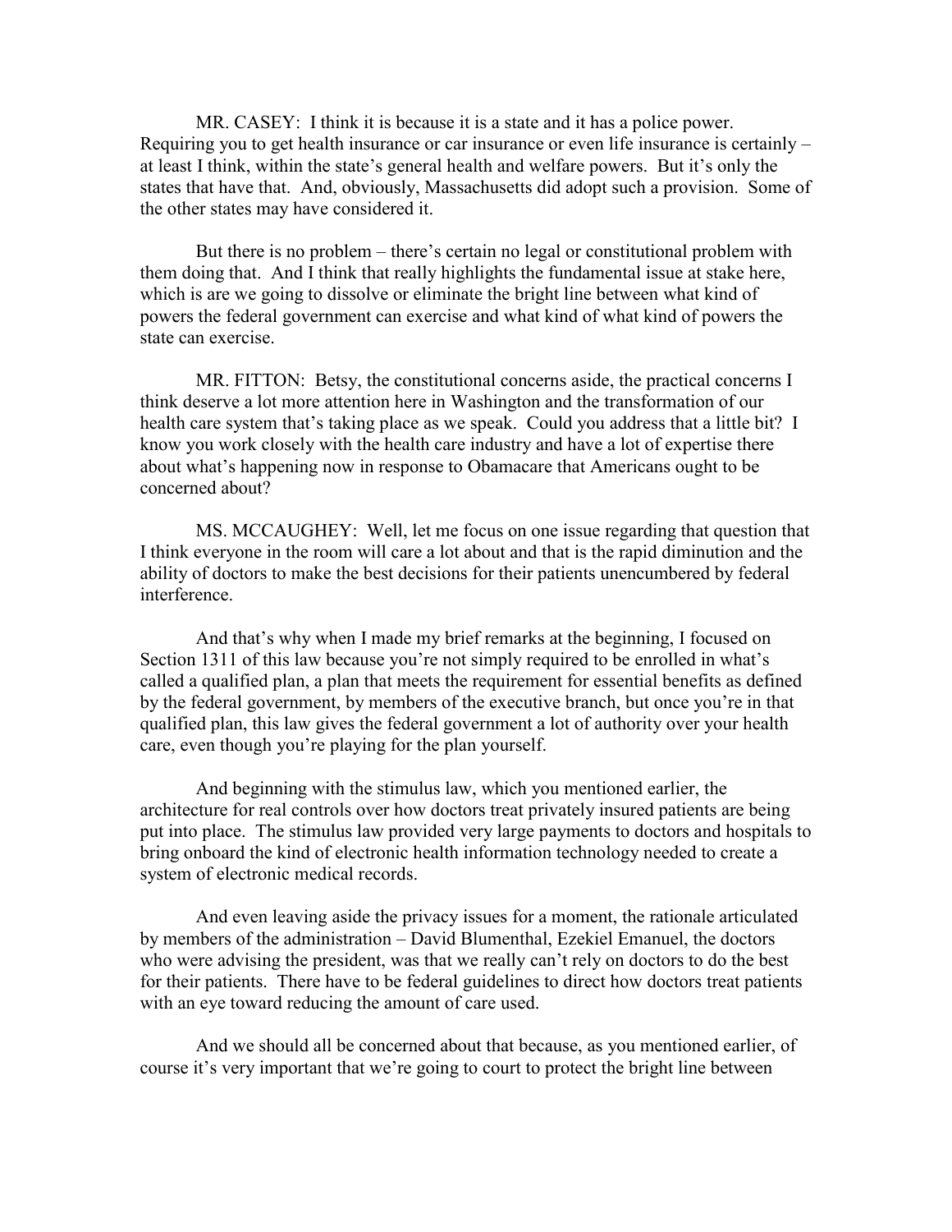MR. CASEY: I think it is because it is a state and it has a police power. Requiring you to get health insurance or car insurance or even life insurance is certainly – at least I think, within the state's general health and welfare powers. But it's only the states that have that. And, obviously, Massachusetts did adopt such a provision. Some of the other states may have considered it.

But there is no problem – there's certain no legal or constitutional problem with them doing that. And I think that really highlights the fundamental issue at stake here, which is are we going to dissolve or eliminate the bright line between what kind of powers the federal government can exercise and what kind of what kind of powers the state can exercise.

MR. FITTON: Betsy, the constitutional concerns aside, the practical concerns I think deserve a lot more attention here in Washington and the transformation of our health care system that's taking place as we speak. Could you address that a little bit? I know you work closely with the health care industry and have a lot of expertise there about what's happening now in response to Obamacare that Americans ought to be concerned about?

MS. MCCAUGHEY: Well, let me focus on one issue regarding that question that I think everyone in the room will care a lot about and that is the rapid diminution and the ability of doctors to make the best decisions for their patients unencumbered by federal interference.

And that's why when I made my brief remarks at the beginning, I focused on Section 1311 of this law because you're not simply required to be enrolled in what's called a qualified plan, a plan that meets the requirement for essential benefits as defined by the federal government, by members of the executive branch, but once you're in that qualified plan, this law gives the federal government a lot of authority over your health care, even though you're playing for the plan yourself.

And beginning with the stimulus law, which you mentioned earlier, the architecture for real controls over how doctors treat privately insured patients are being put into place. The stimulus law provided very large payments to doctors and hospitals to bring onboard the kind of electronic health information technology needed to create a system of electronic medical records.

And even leaving aside the privacy issues for a moment, the rationale articulated by members of the administration – David Blumenthal, Ezekiel Emanuel, the doctors who were advising the president, was that we really can't rely on doctors to do the best for their patients. There have to be federal guidelines to direct how doctors treat patients with an eye toward reducing the amount of care used.

And we should all be concerned about that because, as you mentioned earlier, of course it's very important that we're going to court to protect the bright line between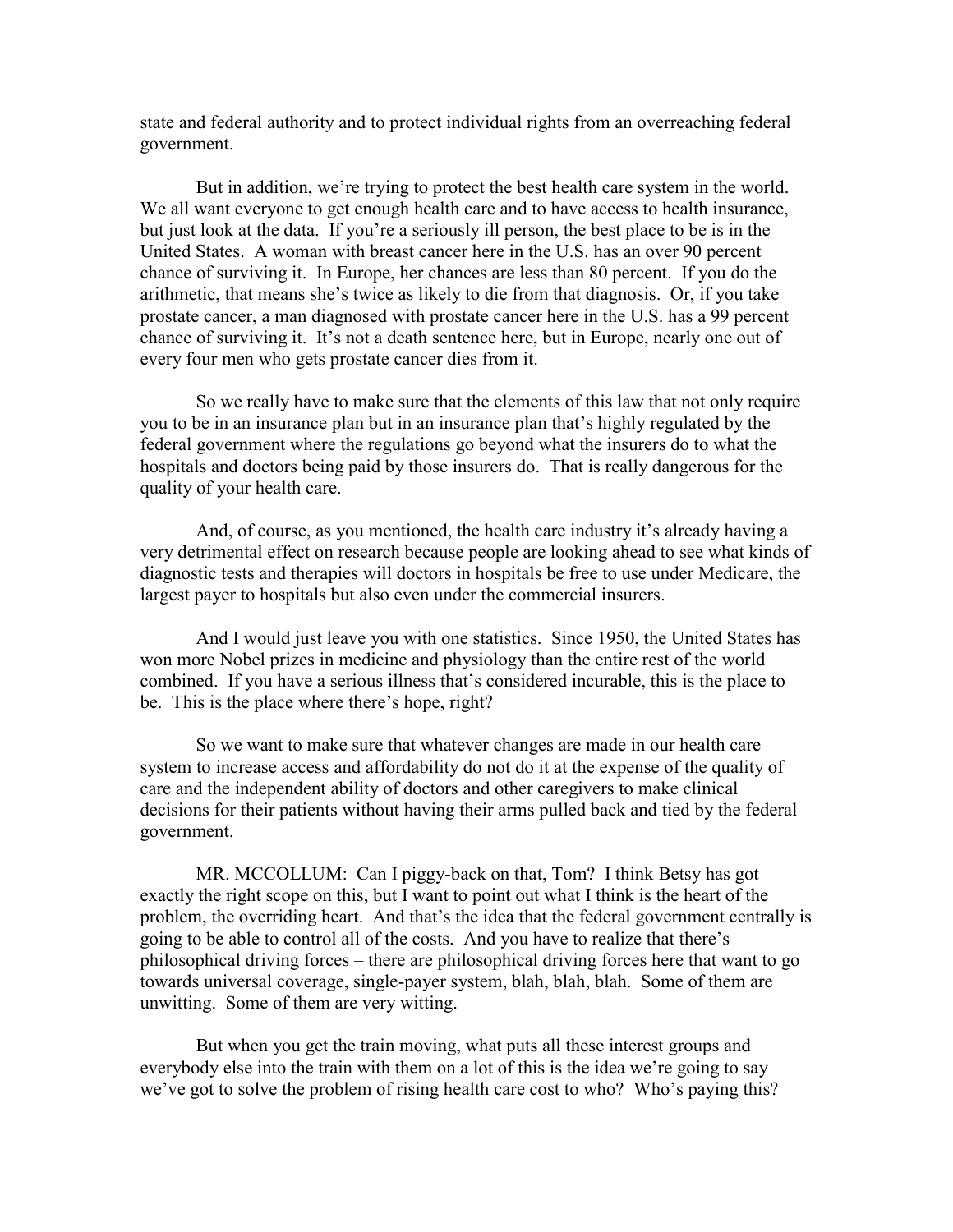state and federal authority and to protect individual rights from an overreaching federal government.

But in addition, we're trying to protect the best health care system in the world. We all want everyone to get enough health care and to have access to health insurance, but just look at the data. If you're a seriously ill person, the best place to be is in the United States. A woman with breast cancer here in the U.S. has an over 90 percent chance of surviving it. In Europe, her chances are less than 80 percent. If you do the arithmetic, that means she's twice as likely to die from that diagnosis. Or, if you take prostate cancer, a man diagnosed with prostate cancer here in the U.S. has a 99 percent chance of surviving it. It's not a death sentence here, but in Europe, nearly one out of every four men who gets prostate cancer dies from it.

So we really have to make sure that the elements of this law that not only require you to be in an insurance plan but in an insurance plan that's highly regulated by the federal government where the regulations go beyond what the insurers do to what the hospitals and doctors being paid by those insurers do. That is really dangerous for the quality of your health care.

And, of course, as you mentioned, the health care industry it's already having a very detrimental effect on research because people are looking ahead to see what kinds of diagnostic tests and therapies will doctors in hospitals be free to use under Medicare, the largest payer to hospitals but also even under the commercial insurers.

And I would just leave you with one statistics. Since 1950, the United States has won more Nobel prizes in medicine and physiology than the entire rest of the world combined. If you have a serious illness that's considered incurable, this is the place to be. This is the place where there's hope, right?

So we want to make sure that whatever changes are made in our health care system to increase access and affordability do not do it at the expense of the quality of care and the independent ability of doctors and other caregivers to make clinical decisions for their patients without having their arms pulled back and tied by the federal government.

MR. MCCOLLUM: Can I piggy-back on that, Tom? I think Betsy has got exactly the right scope on this, but I want to point out what I think is the heart of the problem, the overriding heart. And that's the idea that the federal government centrally is going to be able to control all of the costs. And you have to realize that there's philosophical driving forces – there are philosophical driving forces here that want to go towards universal coverage, single-payer system, blah, blah, blah. Some of them are unwitting. Some of them are very witting.

But when you get the train moving, what puts all these interest groups and everybody else into the train with them on a lot of this is the idea we're going to say we've got to solve the problem of rising health care cost to who? Who's paying this?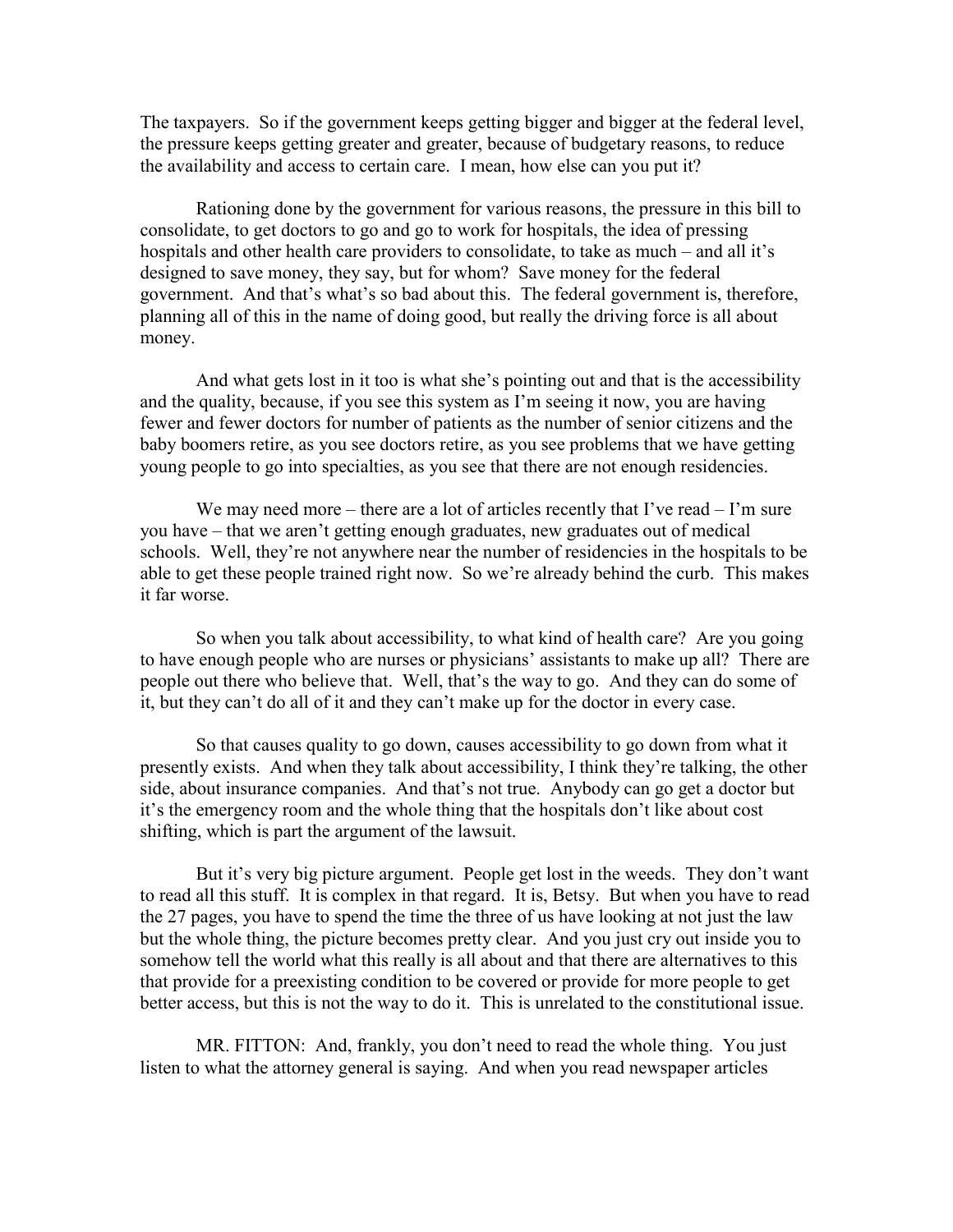The taxpayers. So if the government keeps getting bigger and bigger at the federal level, the pressure keeps getting greater and greater, because of budgetary reasons, to reduce the availability and access to certain care. I mean, how else can you put it?

Rationing done by the government for various reasons, the pressure in this bill to consolidate, to get doctors to go and go to work for hospitals, the idea of pressing hospitals and other health care providers to consolidate, to take as much – and all it's designed to save money, they say, but for whom? Save money for the federal government. And that's what's so bad about this. The federal government is, therefore, planning all of this in the name of doing good, but really the driving force is all about money.

And what gets lost in it too is what she's pointing out and that is the accessibility and the quality, because, if you see this system as I'm seeing it now, you are having fewer and fewer doctors for number of patients as the number of senior citizens and the baby boomers retire, as you see doctors retire, as you see problems that we have getting young people to go into specialties, as you see that there are not enough residencies.

We may need more – there are a lot of articles recently that I've read – I'm sure you have – that we aren't getting enough graduates, new graduates out of medical schools. Well, they're not anywhere near the number of residencies in the hospitals to be able to get these people trained right now. So we're already behind the curb. This makes it far worse.

So when you talk about accessibility, to what kind of health care? Are you going to have enough people who are nurses or physicians' assistants to make up all? There are people out there who believe that. Well, that's the way to go. And they can do some of it, but they can't do all of it and they can't make up for the doctor in every case.

So that causes quality to go down, causes accessibility to go down from what it presently exists. And when they talk about accessibility, I think they're talking, the other side, about insurance companies. And that's not true. Anybody can go get a doctor but it's the emergency room and the whole thing that the hospitals don't like about cost shifting, which is part the argument of the lawsuit.

But it's very big picture argument. People get lost in the weeds. They don't want to read all this stuff. It is complex in that regard. It is, Betsy. But when you have to read the 27 pages, you have to spend the time the three of us have looking at not just the law but the whole thing, the picture becomes pretty clear. And you just cry out inside you to somehow tell the world what this really is all about and that there are alternatives to this that provide for a preexisting condition to be covered or provide for more people to get better access, but this is not the way to do it. This is unrelated to the constitutional issue.

MR. FITTON: And, frankly, you don't need to read the whole thing. You just listen to what the attorney general is saying. And when you read newspaper articles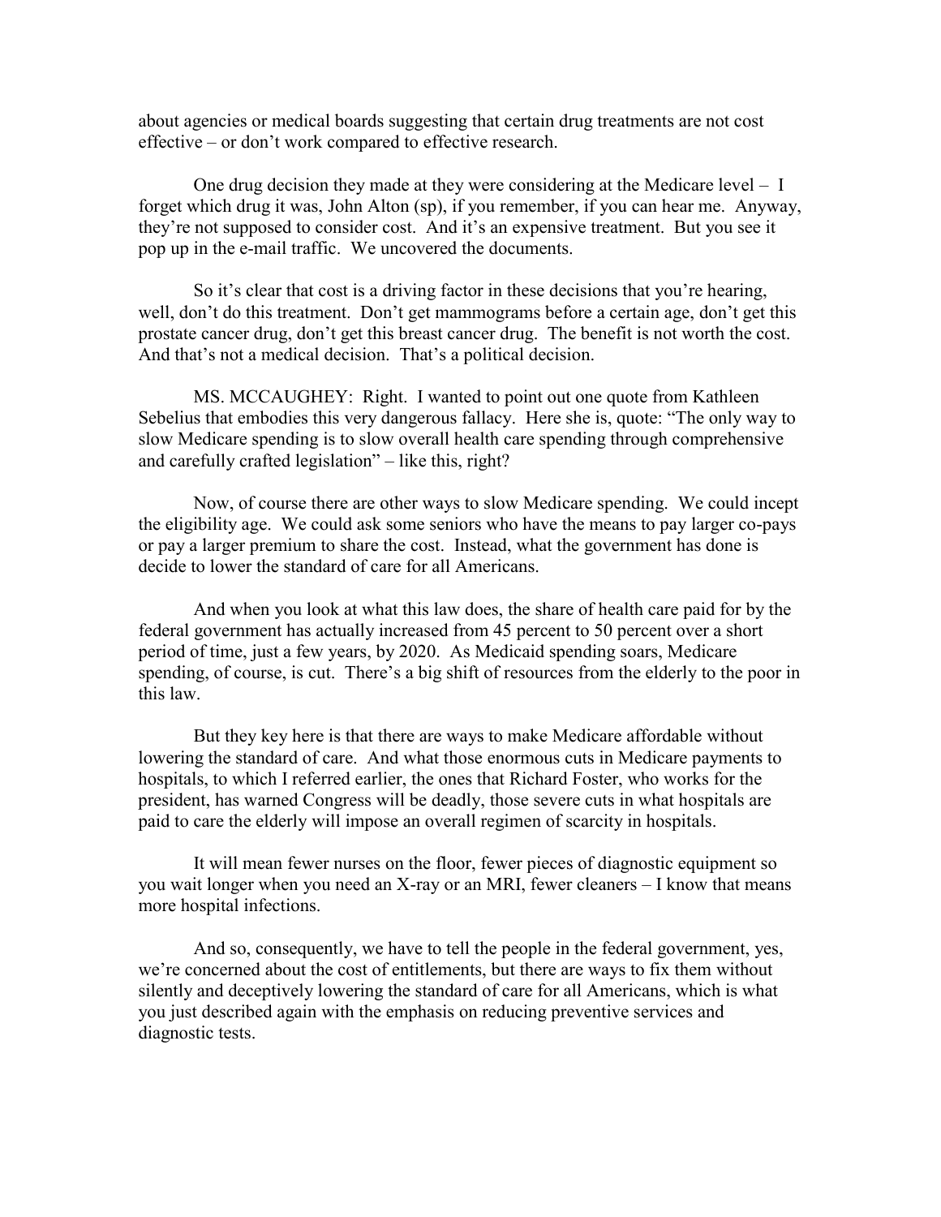about agencies or medical boards suggesting that certain drug treatments are not cost effective – or don't work compared to effective research.

One drug decision they made at they were considering at the Medicare level – I forget which drug it was, John Alton (sp), if you remember, if you can hear me. Anyway, they're not supposed to consider cost. And it's an expensive treatment. But you see it pop up in the e-mail traffic. We uncovered the documents.

So it's clear that cost is a driving factor in these decisions that you're hearing, well, don't do this treatment. Don't get mammograms before a certain age, don't get this prostate cancer drug, don't get this breast cancer drug. The benefit is not worth the cost. And that's not a medical decision. That's a political decision.

MS. MCCAUGHEY: Right. I wanted to point out one quote from Kathleen Sebelius that embodies this very dangerous fallacy. Here she is, quote: "The only way to slow Medicare spending is to slow overall health care spending through comprehensive and carefully crafted legislation" – like this, right?

Now, of course there are other ways to slow Medicare spending. We could incept the eligibility age. We could ask some seniors who have the means to pay larger co-pays or pay a larger premium to share the cost. Instead, what the government has done is decide to lower the standard of care for all Americans.

And when you look at what this law does, the share of health care paid for by the federal government has actually increased from 45 percent to 50 percent over a short period of time, just a few years, by 2020. As Medicaid spending soars, Medicare spending, of course, is cut. There's a big shift of resources from the elderly to the poor in this law.

But they key here is that there are ways to make Medicare affordable without lowering the standard of care. And what those enormous cuts in Medicare payments to hospitals, to which I referred earlier, the ones that Richard Foster, who works for the president, has warned Congress will be deadly, those severe cuts in what hospitals are paid to care the elderly will impose an overall regimen of scarcity in hospitals.

It will mean fewer nurses on the floor, fewer pieces of diagnostic equipment so you wait longer when you need an X-ray or an MRI, fewer cleaners – I know that means more hospital infections.

And so, consequently, we have to tell the people in the federal government, yes, we're concerned about the cost of entitlements, but there are ways to fix them without silently and deceptively lowering the standard of care for all Americans, which is what you just described again with the emphasis on reducing preventive services and diagnostic tests.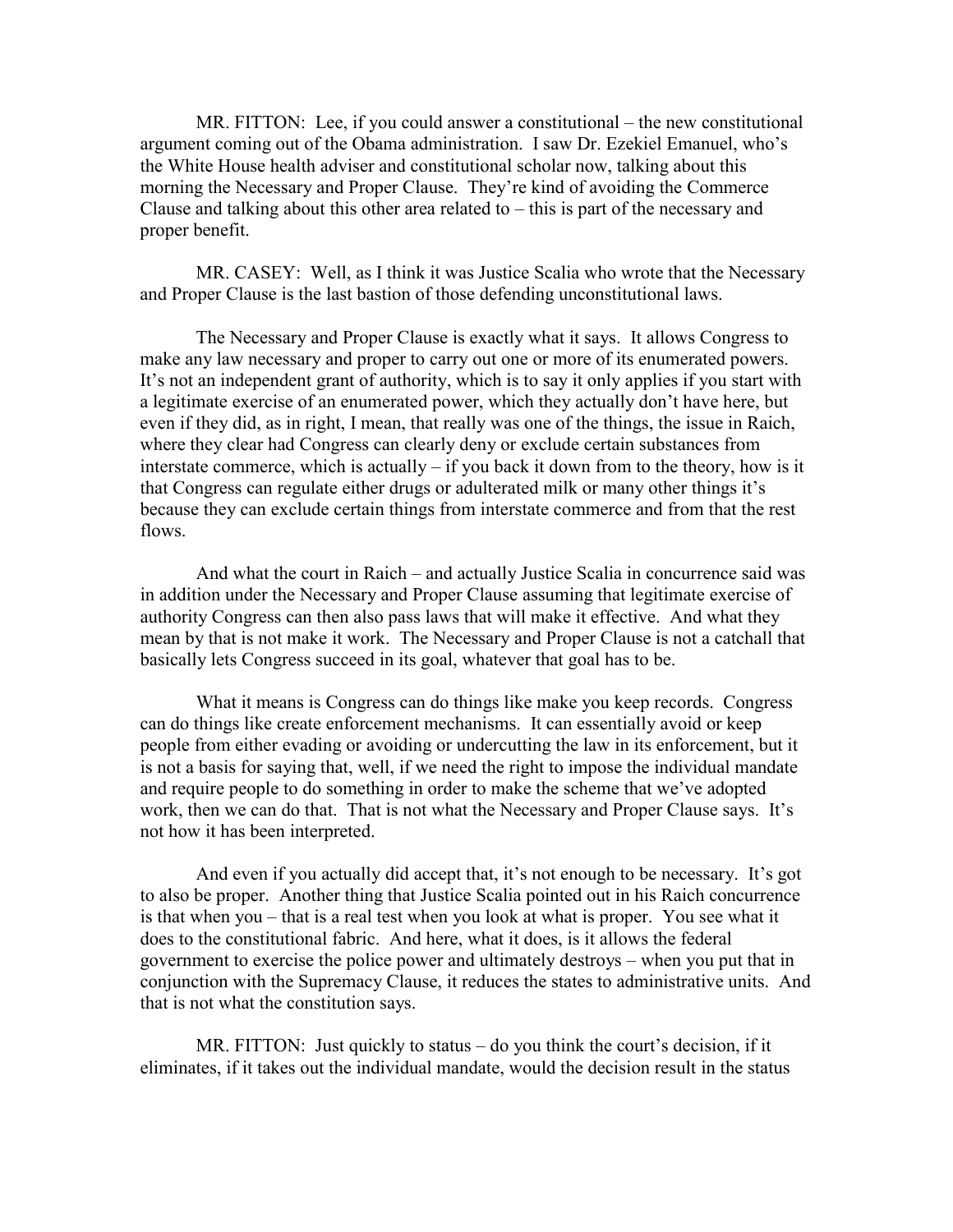MR. FITTON: Lee, if you could answer a constitutional – the new constitutional argument coming out of the Obama administration. I saw Dr. Ezekiel Emanuel, who's the White House health adviser and constitutional scholar now, talking about this morning the Necessary and Proper Clause. They're kind of avoiding the Commerce Clause and talking about this other area related to – this is part of the necessary and proper benefit.

MR. CASEY: Well, as I think it was Justice Scalia who wrote that the Necessary and Proper Clause is the last bastion of those defending unconstitutional laws.

The Necessary and Proper Clause is exactly what it says. It allows Congress to make any law necessary and proper to carry out one or more of its enumerated powers. It's not an independent grant of authority, which is to say it only applies if you start with a legitimate exercise of an enumerated power, which they actually don't have here, but even if they did, as in right, I mean, that really was one of the things, the issue in Raich, where they clear had Congress can clearly deny or exclude certain substances from interstate commerce, which is actually – if you back it down from to the theory, how is it that Congress can regulate either drugs or adulterated milk or many other things it's because they can exclude certain things from interstate commerce and from that the rest flows.

And what the court in Raich – and actually Justice Scalia in concurrence said was in addition under the Necessary and Proper Clause assuming that legitimate exercise of authority Congress can then also pass laws that will make it effective. And what they mean by that is not make it work. The Necessary and Proper Clause is not a catchall that basically lets Congress succeed in its goal, whatever that goal has to be.

What it means is Congress can do things like make you keep records. Congress can do things like create enforcement mechanisms. It can essentially avoid or keep people from either evading or avoiding or undercutting the law in its enforcement, but it is not a basis for saying that, well, if we need the right to impose the individual mandate and require people to do something in order to make the scheme that we've adopted work, then we can do that. That is not what the Necessary and Proper Clause says. It's not how it has been interpreted.

And even if you actually did accept that, it's not enough to be necessary. It's got to also be proper. Another thing that Justice Scalia pointed out in his Raich concurrence is that when you – that is a real test when you look at what is proper. You see what it does to the constitutional fabric. And here, what it does, is it allows the federal government to exercise the police power and ultimately destroys – when you put that in conjunction with the Supremacy Clause, it reduces the states to administrative units. And that is not what the constitution says.

MR. FITTON: Just quickly to status – do you think the court's decision, if it eliminates, if it takes out the individual mandate, would the decision result in the status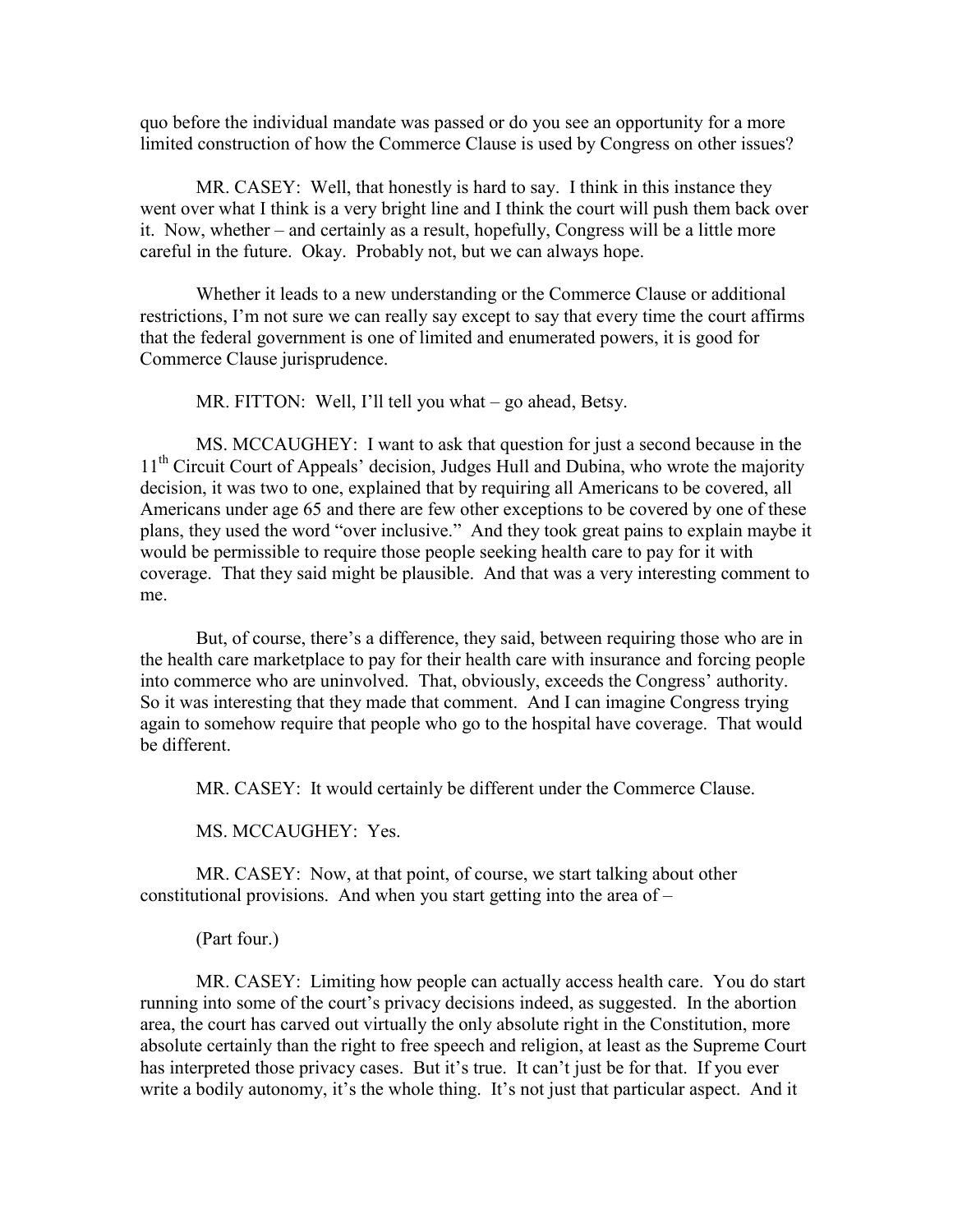quo before the individual mandate was passed or do you see an opportunity for a more limited construction of how the Commerce Clause is used by Congress on other issues?

MR. CASEY: Well, that honestly is hard to say. I think in this instance they went over what I think is a very bright line and I think the court will push them back over it. Now, whether – and certainly as a result, hopefully, Congress will be a little more careful in the future. Okay. Probably not, but we can always hope.

Whether it leads to a new understanding or the Commerce Clause or additional restrictions, I'm not sure we can really say except to say that every time the court affirms that the federal government is one of limited and enumerated powers, it is good for Commerce Clause jurisprudence.

MR. FITTON: Well, I'll tell you what – go ahead, Betsy.

MS. MCCAUGHEY: I want to ask that question for just a second because in the 11th Circuit Court of Appeals' decision, Judges Hull and Dubina, who wrote the majority decision, it was two to one, explained that by requiring all Americans to be covered, all Americans under age 65 and there are few other exceptions to be covered by one of these plans, they used the word "over inclusive." And they took great pains to explain maybe it would be permissible to require those people seeking health care to pay for it with coverage. That they said might be plausible. And that was a very interesting comment to me.

But, of course, there's a difference, they said, between requiring those who are in the health care marketplace to pay for their health care with insurance and forcing people into commerce who are uninvolved. That, obviously, exceeds the Congress' authority. So it was interesting that they made that comment. And I can imagine Congress trying again to somehow require that people who go to the hospital have coverage. That would be different.

MR. CASEY: It would certainly be different under the Commerce Clause.

MS. MCCAUGHEY: Yes.

MR. CASEY: Now, at that point, of course, we start talking about other constitutional provisions. And when you start getting into the area of –

(Part four.)

MR. CASEY: Limiting how people can actually access health care. You do start running into some of the court's privacy decisions indeed, as suggested. In the abortion area, the court has carved out virtually the only absolute right in the Constitution, more absolute certainly than the right to free speech and religion, at least as the Supreme Court has interpreted those privacy cases. But it's true. It can't just be for that. If you ever write a bodily autonomy, it's the whole thing. It's not just that particular aspect. And it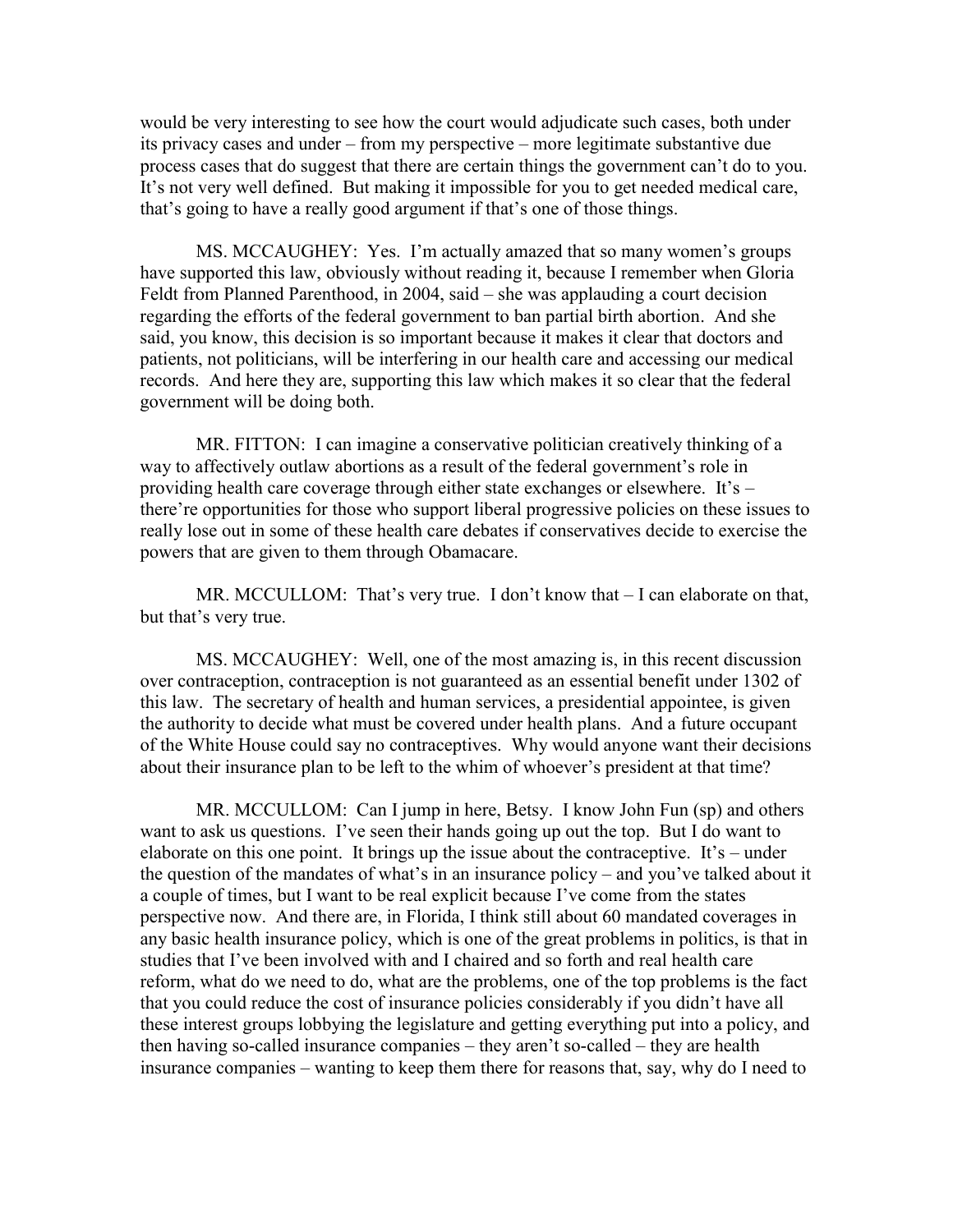would be very interesting to see how the court would adjudicate such cases, both under its privacy cases and under – from my perspective – more legitimate substantive due process cases that do suggest that there are certain things the government can't do to you. It's not very well defined. But making it impossible for you to get needed medical care, that's going to have a really good argument if that's one of those things.

MS. MCCAUGHEY: Yes. I'm actually amazed that so many women's groups have supported this law, obviously without reading it, because I remember when Gloria Feldt from Planned Parenthood, in 2004, said – she was applauding a court decision regarding the efforts of the federal government to ban partial birth abortion. And she said, you know, this decision is so important because it makes it clear that doctors and patients, not politicians, will be interfering in our health care and accessing our medical records. And here they are, supporting this law which makes it so clear that the federal government will be doing both.

MR. FITTON: I can imagine a conservative politician creatively thinking of a way to affectively outlaw abortions as a result of the federal government's role in providing health care coverage through either state exchanges or elsewhere. It's – there're opportunities for those who support liberal progressive policies on these issues to really lose out in some of these health care debates if conservatives decide to exercise the powers that are given to them through Obamacare.

MR. MCCULLOM: That's very true. I don't know that – I can elaborate on that, but that's very true.

MS. MCCAUGHEY: Well, one of the most amazing is, in this recent discussion over contraception, contraception is not guaranteed as an essential benefit under 1302 of this law. The secretary of health and human services, a presidential appointee, is given the authority to decide what must be covered under health plans. And a future occupant of the White House could say no contraceptives. Why would anyone want their decisions about their insurance plan to be left to the whim of whoever's president at that time?

MR. MCCULLOM: Can I jump in here, Betsy. I know John Fun (sp) and others want to ask us questions. I've seen their hands going up out the top. But I do want to elaborate on this one point. It brings up the issue about the contraceptive. It's – under the question of the mandates of what's in an insurance policy – and you've talked about it a couple of times, but I want to be real explicit because I've come from the states perspective now. And there are, in Florida, I think still about 60 mandated coverages in any basic health insurance policy, which is one of the great problems in politics, is that in studies that I've been involved with and I chaired and so forth and real health care reform, what do we need to do, what are the problems, one of the top problems is the fact that you could reduce the cost of insurance policies considerably if you didn't have all these interest groups lobbying the legislature and getting everything put into a policy, and then having so-called insurance companies – they aren't so-called – they are health insurance companies – wanting to keep them there for reasons that, say, why do I need to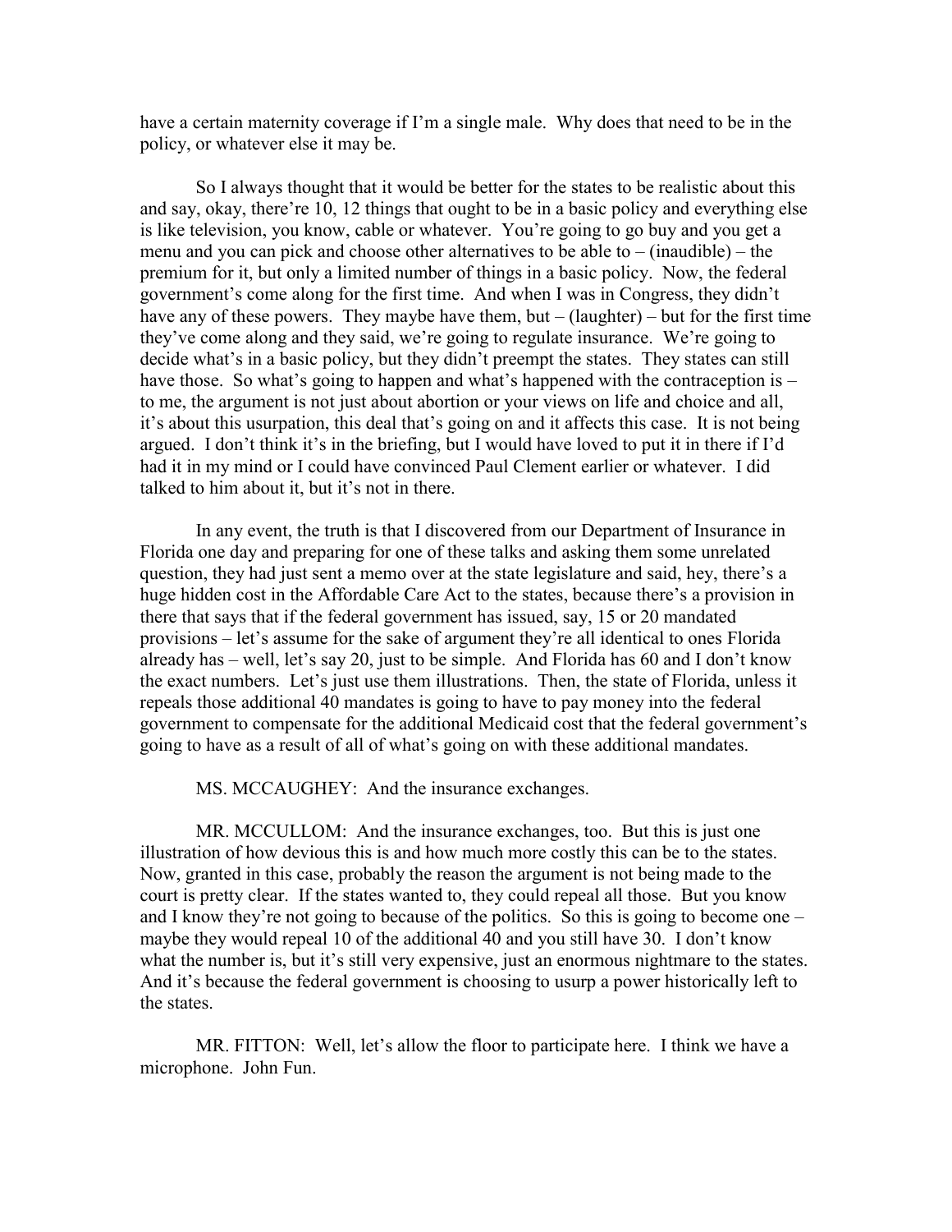have a certain maternity coverage if I'm a single male. Why does that need to be in the policy, or whatever else it may be.

So I always thought that it would be better for the states to be realistic about this and say, okay, there're 10, 12 things that ought to be in a basic policy and everything else is like television, you know, cable or whatever. You're going to go buy and you get a menu and you can pick and choose other alternatives to be able to – (inaudible) – the premium for it, but only a limited number of things in a basic policy. Now, the federal government's come along for the first time. And when I was in Congress, they didn't have any of these powers. They maybe have them, but – (laughter) – but for the first time they've come along and they said, we're going to regulate insurance. We're going to decide what's in a basic policy, but they didn't preempt the states. They states can still have those. So what's going to happen and what's happened with the contraception is – to me, the argument is not just about abortion or your views on life and choice and all, it's about this usurpation, this deal that's going on and it affects this case. It is not being argued. I don't think it's in the briefing, but I would have loved to put it in there if I'd had it in my mind or I could have convinced Paul Clement earlier or whatever. I did talked to him about it, but it's not in there.

In any event, the truth is that I discovered from our Department of Insurance in Florida one day and preparing for one of these talks and asking them some unrelated question, they had just sent a memo over at the state legislature and said, hey, there's a huge hidden cost in the Affordable Care Act to the states, because there's a provision in there that says that if the federal government has issued, say, 15 or 20 mandated provisions – let's assume for the sake of argument they're all identical to ones Florida already has – well, let's say 20, just to be simple. And Florida has 60 and I don't know the exact numbers. Let's just use them illustrations. Then, the state of Florida, unless it repeals those additional 40 mandates is going to have to pay money into the federal government to compensate for the additional Medicaid cost that the federal government's going to have as a result of all of what's going on with these additional mandates.

MS. MCCAUGHEY: And the insurance exchanges.

MR. MCCULLOM: And the insurance exchanges, too. But this is just one illustration of how devious this is and how much more costly this can be to the states. Now, granted in this case, probably the reason the argument is not being made to the court is pretty clear. If the states wanted to, they could repeal all those. But you know and I know they're not going to because of the politics. So this is going to become one – maybe they would repeal 10 of the additional 40 and you still have 30. I don't know what the number is, but it's still very expensive, just an enormous nightmare to the states. And it's because the federal government is choosing to usurp a power historically left to the states.

MR. FITTON: Well, let's allow the floor to participate here. I think we have a microphone. John Fun.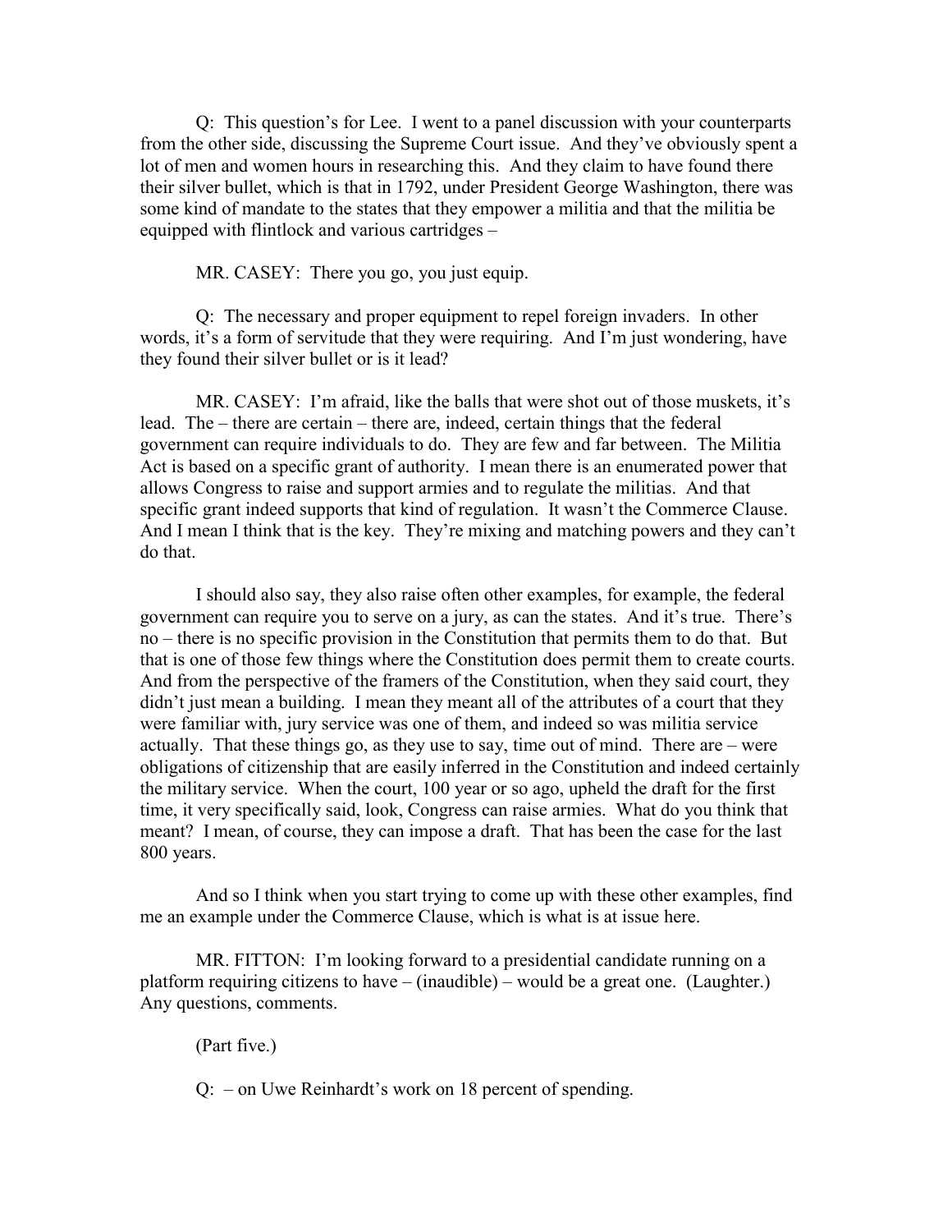Q: This question's for Lee. I went to a panel discussion with your counterparts from the other side, discussing the Supreme Court issue. And they've obviously spent a lot of men and women hours in researching this. And they claim to have found there their silver bullet, which is that in 1792, under President George Washington, there was some kind of mandate to the states that they empower a militia and that the militia be equipped with flintlock and various cartridges –

MR. CASEY: There you go, you just equip.

Q: The necessary and proper equipment to repel foreign invaders. In other words, it's a form of servitude that they were requiring. And I'm just wondering, have they found their silver bullet or is it lead?

MR. CASEY: I'm afraid, like the balls that were shot out of those muskets, it's lead. The – there are certain – there are, indeed, certain things that the federal government can require individuals to do. They are few and far between. The Militia Act is based on a specific grant of authority. I mean there is an enumerated power that allows Congress to raise and support armies and to regulate the militias. And that specific grant indeed supports that kind of regulation. It wasn't the Commerce Clause. And I mean I think that is the key. They're mixing and matching powers and they can't do that.

I should also say, they also raise often other examples, for example, the federal government can require you to serve on a jury, as can the states. And it's true. There's no – there is no specific provision in the Constitution that permits them to do that. But that is one of those few things where the Constitution does permit them to create courts. And from the perspective of the framers of the Constitution, when they said court, they didn't just mean a building. I mean they meant all of the attributes of a court that they were familiar with, jury service was one of them, and indeed so was militia service actually. That these things go, as they use to say, time out of mind. There are – were obligations of citizenship that are easily inferred in the Constitution and indeed certainly the military service. When the court, 100 year or so ago, upheld the draft for the first time, it very specifically said, look, Congress can raise armies. What do you think that meant? I mean, of course, they can impose a draft. That has been the case for the last 800 years.

And so I think when you start trying to come up with these other examples, find me an example under the Commerce Clause, which is what is at issue here.

MR. FITTON: I'm looking forward to a presidential candidate running on a platform requiring citizens to have – (inaudible) – would be a great one. (Laughter.) Any questions, comments.

(Part five.)

Q: – on Uwe Reinhardt's work on 18 percent of spending.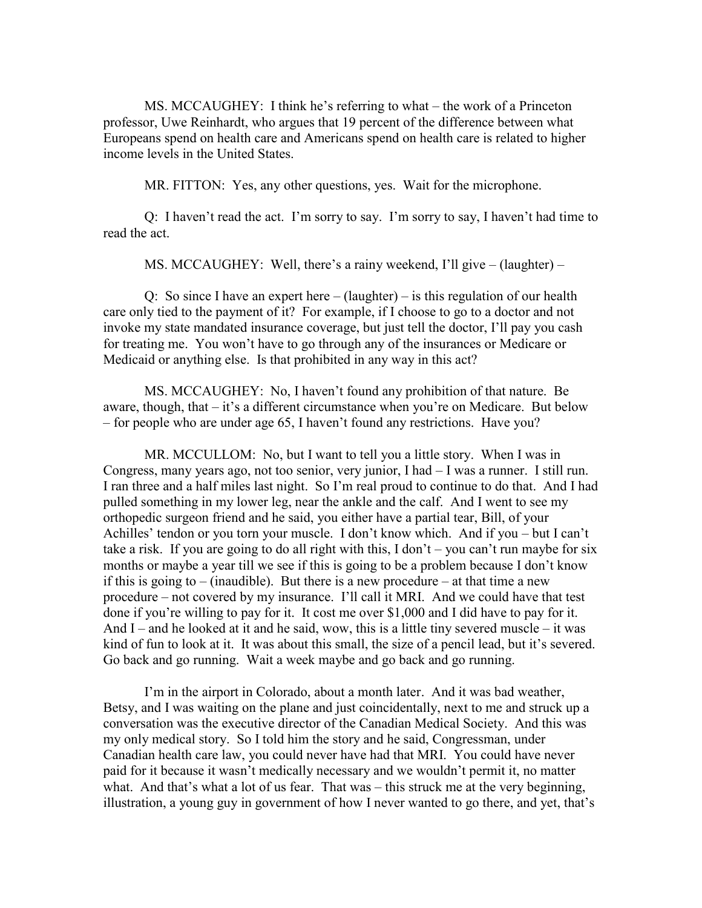MS. MCCAUGHEY: I think he's referring to what – the work of a Princeton professor, Uwe Reinhardt, who argues that 19 percent of the difference between what Europeans spend on health care and Americans spend on health care is related to higher income levels in the United States.

MR. FITTON: Yes, any other questions, yes. Wait for the microphone.

Q: I haven't read the act. I'm sorry to say. I'm sorry to say, I haven't had time to read the act.

MS. MCCAUGHEY: Well, there's a rainy weekend, I'll give – (laughter) –

Q: So since I have an expert here – (laughter) – is this regulation of our health care only tied to the payment of it? For example, if I choose to go to a doctor and not invoke my state mandated insurance coverage, but just tell the doctor, I'll pay you cash for treating me. You won't have to go through any of the insurances or Medicare or Medicaid or anything else. Is that prohibited in any way in this act?

MS. MCCAUGHEY: No, I haven't found any prohibition of that nature. Be aware, though, that – it's a different circumstance when you're on Medicare. But below – for people who are under age 65, I haven't found any restrictions. Have you?

MR. MCCULLOM: No, but I want to tell you a little story. When I was in Congress, many years ago, not too senior, very junior, I had – I was a runner. I still run. I ran three and a half miles last night. So I'm real proud to continue to do that. And I had pulled something in my lower leg, near the ankle and the calf. And I went to see my orthopedic surgeon friend and he said, you either have a partial tear, Bill, of your Achilles' tendon or you torn your muscle. I don't know which. And if you – but I can't take a risk. If you are going to do all right with this, I don't – you can't run maybe for six months or maybe a year till we see if this is going to be a problem because I don't know if this is going to – (inaudible). But there is a new procedure – at that time a new procedure – not covered by my insurance. I'll call it MRI. And we could have that test done if you're willing to pay for it. It cost me over $1,000 and I did have to pay for it. And I – and he looked at it and he said, wow, this is a little tiny severed muscle – it was kind of fun to look at it. It was about this small, the size of a pencil lead, but it's severed. Go back and go running. Wait a week maybe and go back and go running.

I'm in the airport in Colorado, about a month later. And it was bad weather, Betsy, and I was waiting on the plane and just coincidentally, next to me and struck up a conversation was the executive director of the Canadian Medical Society. And this was my only medical story. So I told him the story and he said, Congressman, under Canadian health care law, you could never have had that MRI. You could have never paid for it because it wasn't medically necessary and we wouldn't permit it, no matter what. And that's what a lot of us fear. That was – this struck me at the very beginning, illustration, a young guy in government of how I never wanted to go there, and yet, that's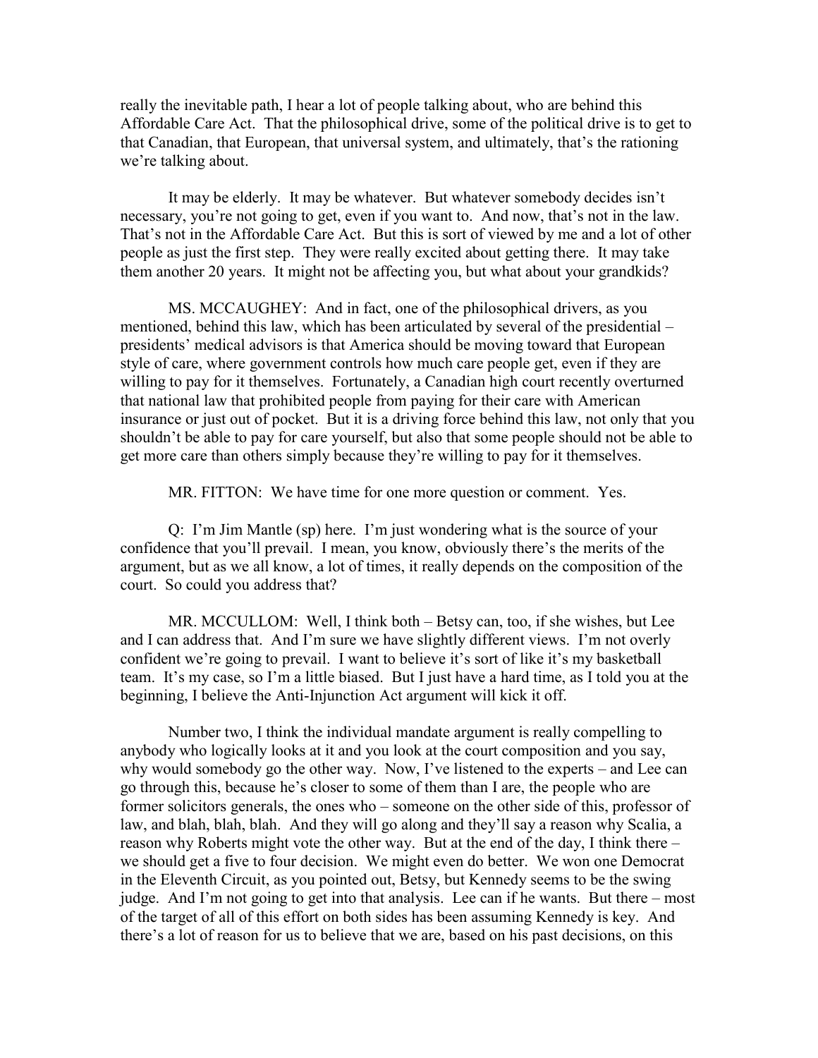really the inevitable path, I hear a lot of people talking about, who are behind this Affordable Care Act. That the philosophical drive, some of the political drive is to get to that Canadian, that European, that universal system, and ultimately, that's the rationing we're talking about.

It may be elderly. It may be whatever. But whatever somebody decides isn't necessary, you're not going to get, even if you want to. And now, that's not in the law. That's not in the Affordable Care Act. But this is sort of viewed by me and a lot of other people as just the first step. They were really excited about getting there. It may take them another 20 years. It might not be affecting you, but what about your grandkids?

MS. MCCAUGHEY: And in fact, one of the philosophical drivers, as you mentioned, behind this law, which has been articulated by several of the presidential – presidents' medical advisors is that America should be moving toward that European style of care, where government controls how much care people get, even if they are willing to pay for it themselves. Fortunately, a Canadian high court recently overturned that national law that prohibited people from paying for their care with American insurance or just out of pocket. But it is a driving force behind this law, not only that you shouldn't be able to pay for care yourself, but also that some people should not be able to get more care than others simply because they're willing to pay for it themselves.

MR. FITTON: We have time for one more question or comment. Yes.

Q: I'm Jim Mantle (sp) here. I'm just wondering what is the source of your confidence that you'll prevail. I mean, you know, obviously there's the merits of the argument, but as we all know, a lot of times, it really depends on the composition of the court. So could you address that?

MR. MCCULLOM: Well, I think both – Betsy can, too, if she wishes, but Lee and I can address that. And I'm sure we have slightly different views. I'm not overly confident we're going to prevail. I want to believe it's sort of like it's my basketball team. It's my case, so I'm a little biased. But I just have a hard time, as I told you at the beginning, I believe the Anti-Injunction Act argument will kick it off.

Number two, I think the individual mandate argument is really compelling to anybody who logically looks at it and you look at the court composition and you say, why would somebody go the other way. Now, I've listened to the experts – and Lee can go through this, because he's closer to some of them than I are, the people who are former solicitors generals, the ones who – someone on the other side of this, professor of law, and blah, blah, blah. And they will go along and they'll say a reason why Scalia, a reason why Roberts might vote the other way. But at the end of the day, I think there – we should get a five to four decision. We might even do better. We won one Democrat in the Eleventh Circuit, as you pointed out, Betsy, but Kennedy seems to be the swing judge. And I'm not going to get into that analysis. Lee can if he wants. But there – most of the target of all of this effort on both sides has been assuming Kennedy is key. And there's a lot of reason for us to believe that we are, based on his past decisions, on this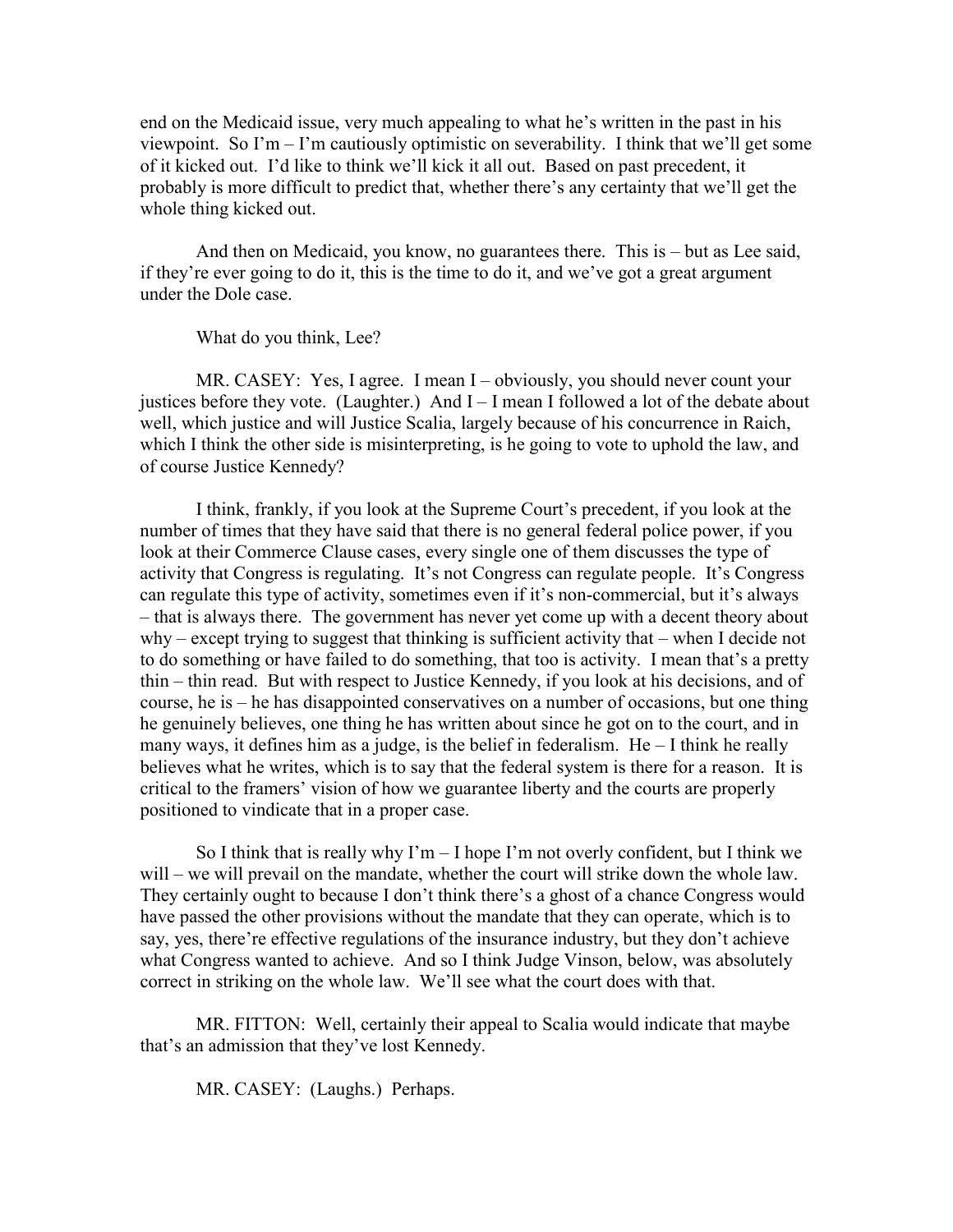end on the Medicaid issue, very much appealing to what he's written in the past in his viewpoint. So I'm – I'm cautiously optimistic on severability. I think that we'll get some of it kicked out. I'd like to think we'll kick it all out. Based on past precedent, it probably is more difficult to predict that, whether there's any certainty that we'll get the whole thing kicked out.

And then on Medicaid, you know, no guarantees there. This is – but as Lee said, if they're ever going to do it, this is the time to do it, and we've got a great argument under the Dole case.

What do you think, Lee?

MR. CASEY: Yes, I agree. I mean I – obviously, you should never count your justices before they vote. (Laughter.) And I – I mean I followed a lot of the debate about well, which justice and will Justice Scalia, largely because of his concurrence in Raich, which I think the other side is misinterpreting, is he going to vote to uphold the law, and of course Justice Kennedy?

I think, frankly, if you look at the Supreme Court's precedent, if you look at the number of times that they have said that there is no general federal police power, if you look at their Commerce Clause cases, every single one of them discusses the type of activity that Congress is regulating. It's not Congress can regulate people. It's Congress can regulate this type of activity, sometimes even if it's non-commercial, but it's always – that is always there. The government has never yet come up with a decent theory about why – except trying to suggest that thinking is sufficient activity that – when I decide not to do something or have failed to do something, that too is activity. I mean that's a pretty thin – thin read. But with respect to Justice Kennedy, if you look at his decisions, and of course, he is – he has disappointed conservatives on a number of occasions, but one thing he genuinely believes, one thing he has written about since he got on to the court, and in many ways, it defines him as a judge, is the belief in federalism. He – I think he really believes what he writes, which is to say that the federal system is there for a reason. It is critical to the framers' vision of how we guarantee liberty and the courts are properly positioned to vindicate that in a proper case.

So I think that is really why I'm – I hope I'm not overly confident, but I think we will – we will prevail on the mandate, whether the court will strike down the whole law. They certainly ought to because I don't think there's a ghost of a chance Congress would have passed the other provisions without the mandate that they can operate, which is to say, yes, there're effective regulations of the insurance industry, but they don't achieve what Congress wanted to achieve. And so I think Judge Vinson, below, was absolutely correct in striking on the whole law. We'll see what the court does with that.

MR. FITTON: Well, certainly their appeal to Scalia would indicate that maybe that's an admission that they've lost Kennedy.

MR. CASEY: (Laughs.) Perhaps.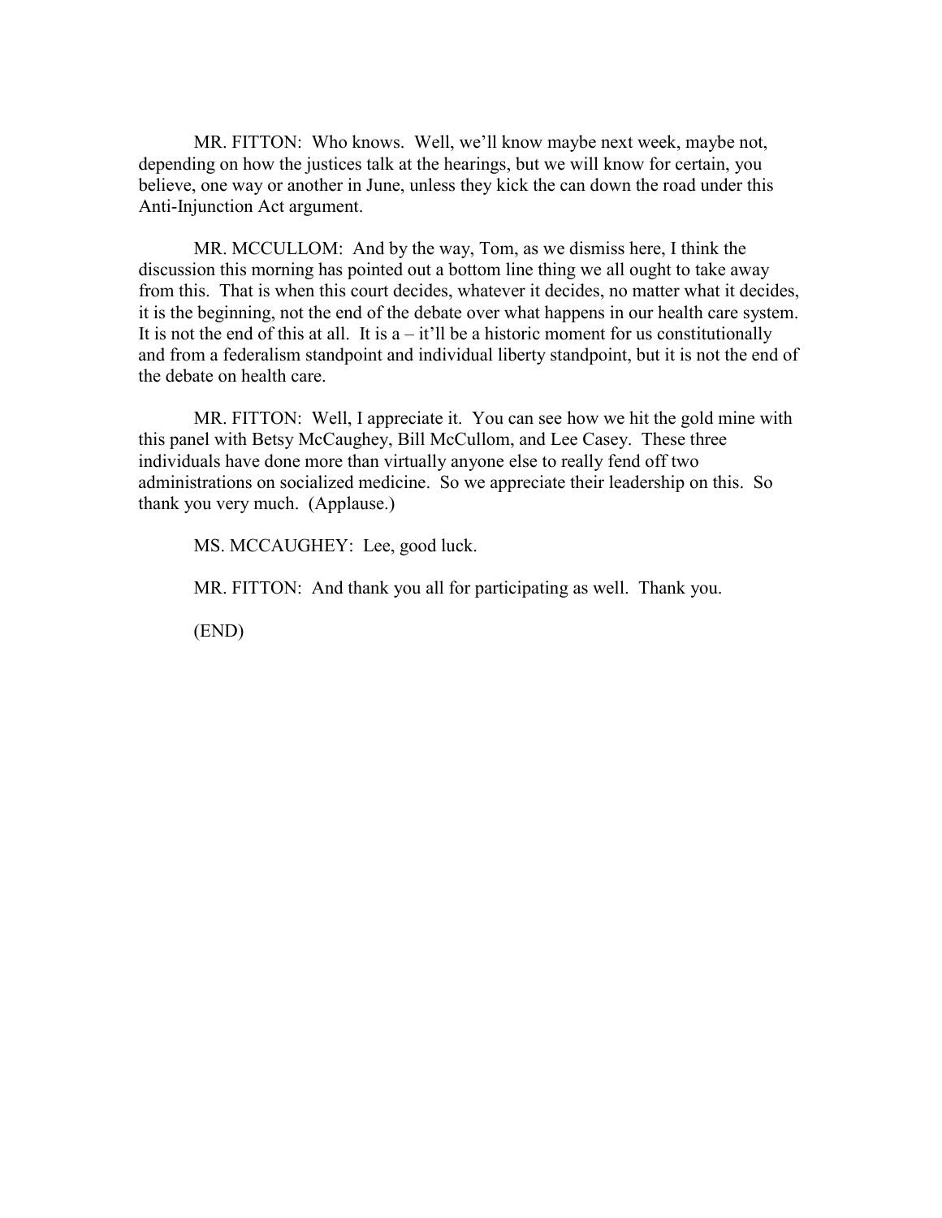MR. FITTON: Who knows. Well, we'll know maybe next week, maybe not, depending on how the justices talk at the hearings, but we will know for certain, you believe, one way or another in June, unless they kick the can down the road under this Anti-Injunction Act argument.

MR. MCCULLOM: And by the way, Tom, as we dismiss here, I think the discussion this morning has pointed out a bottom line thing we all ought to take away from this. That is when this court decides, whatever it decides, no matter what it decides, it is the beginning, not the end of the debate over what happens in our health care system. It is not the end of this at all. It is a – it'll be a historic moment for us constitutionally and from a federalism standpoint and individual liberty standpoint, but it is not the end of the debate on health care.

MR. FITTON: Well, I appreciate it. You can see how we hit the gold mine with this panel with Betsy McCaughey, Bill McCullom, and Lee Casey. These three individuals have done more than virtually anyone else to really fend off two administrations on socialized medicine. So we appreciate their leadership on this. So thank you very much. (Applause.)

MS. MCCAUGHEY: Lee, good luck.

MR. FITTON: And thank you all for participating as well. Thank you.

(END)